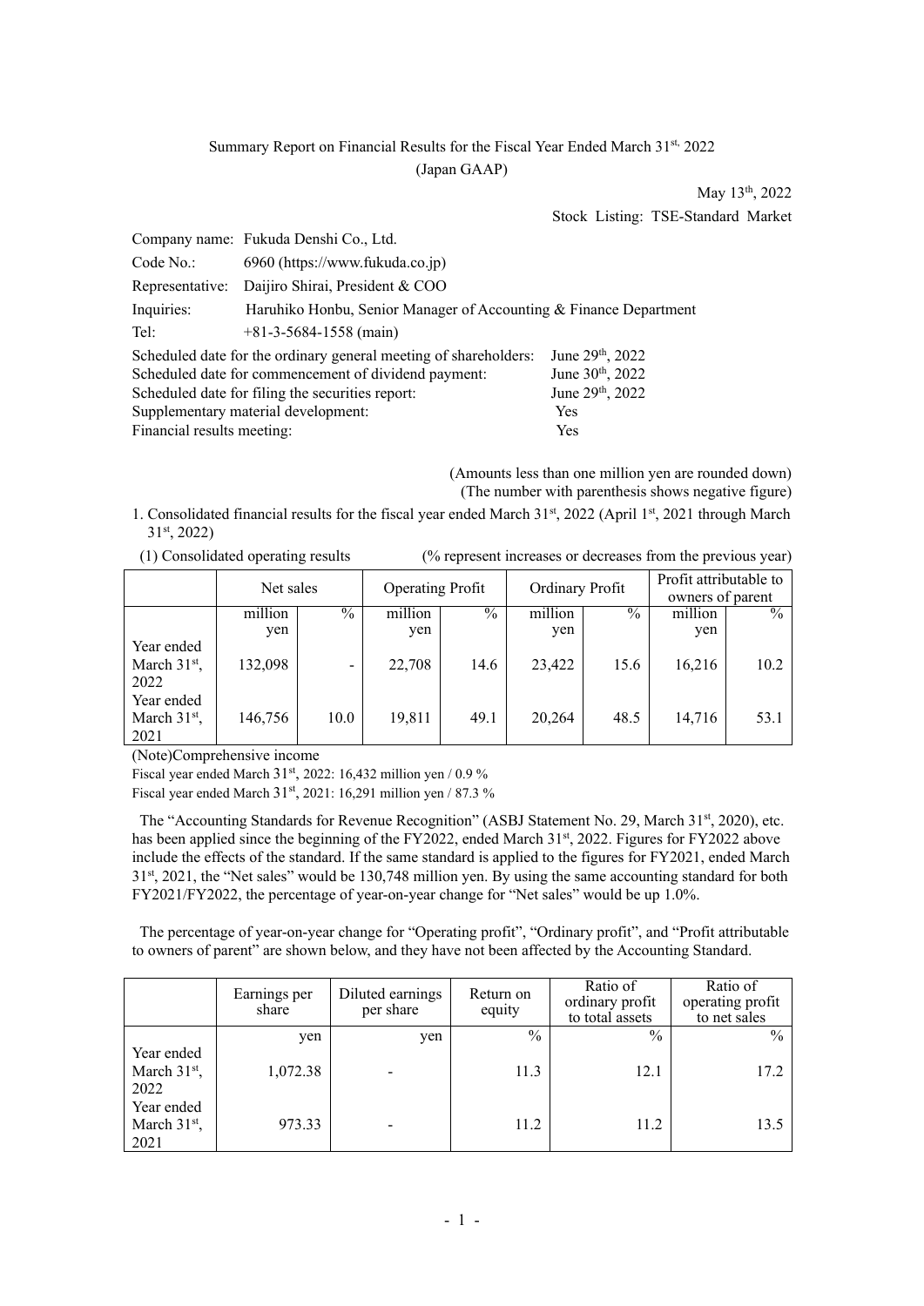Summary Report on Financial Results for the Fiscal Year Ended March 31st, 2022

(Japan GAAP)

May 13th, 2022

Stock Listing: TSE-Standard Market

Company name: Fukuda Denshi Co., Ltd.

Code No.: 6960 (https://www.fukuda.co.jp)

Representative: Daijiro Shirai, President & COO

Inquiries: Haruhiko Honbu, Senior Manager of Accounting & Finance Department

Tel: +81-3-5684-1558 (main)

Scheduled date for the ordinary general meeting of shareholders: June 29th, 2022

Scheduled date for commencement of dividend payment: June 30th, 2022

Scheduled date for filing the securities report: June 29th, 2022

Supplementary material development: Yes

Financial results meeting: Yes

(Amounts less than one million yen are rounded down)

(The number with parenthesis shows negative figure)

1. Consolidated financial results for the fiscal year ended March 31st, 2022 (April 1st, 2021 through March 31st, 2022)

(1) Consolidated operating results (% represent increases or decreases from the previous year)

| | Net sales | | Operating Profit | | Ordinary Profit | | Profit attributable to owners of parent | |
|---|---|---|---|---|---|---|---|---|
| | million yen | % | million yen | % | million yen | % | million yen | % |
| Year ended March 31st, 2022 | 132,098 | - | 22,708 | 14.6 | 23,422 | 15.6 | 16,216 | 10.2 |
| Year ended March 31st, 2021 | 146,756 | 10.0 | 19,811 | 49.1 | 20,264 | 48.5 | 14,716 | 53.1 |

(Note)Comprehensive income

Fiscal year ended March 31st, 2022: 16,432 million yen / 0.9 %

Fiscal year ended March 31st, 2021: 16,291 million yen / 87.3 %

The "Accounting Standards for Revenue Recognition" (ASBJ Statement No. 29, March 31st, 2020), etc. has been applied since the beginning of the FY2022, ended March 31st, 2022. Figures for FY2022 above include the effects of the standard. If the same standard is applied to the figures for FY2021, ended March 31st, 2021, the "Net sales" would be 130,748 million yen. By using the same accounting standard for both FY2021/FY2022, the percentage of year-on-year change for "Net sales" would be up 1.0%.

The percentage of year-on-year change for "Operating profit", "Ordinary profit", and "Profit attributable to owners of parent" are shown below, and they have not been affected by the Accounting Standard.

| | Earnings per share | Diluted earnings per share | Return on equity | Ratio of ordinary profit to total assets | Ratio of operating profit to net sales |
|---|---|---|---|---|---|
| | yen | yen | % | % | % |
| Year ended March 31st, 2022 | 1,072.38 | - | 11.3 | 12.1 | 17.2 |
| Year ended March 31st, 2021 | 973.33 | - | 11.2 | 11.2 | 13.5 |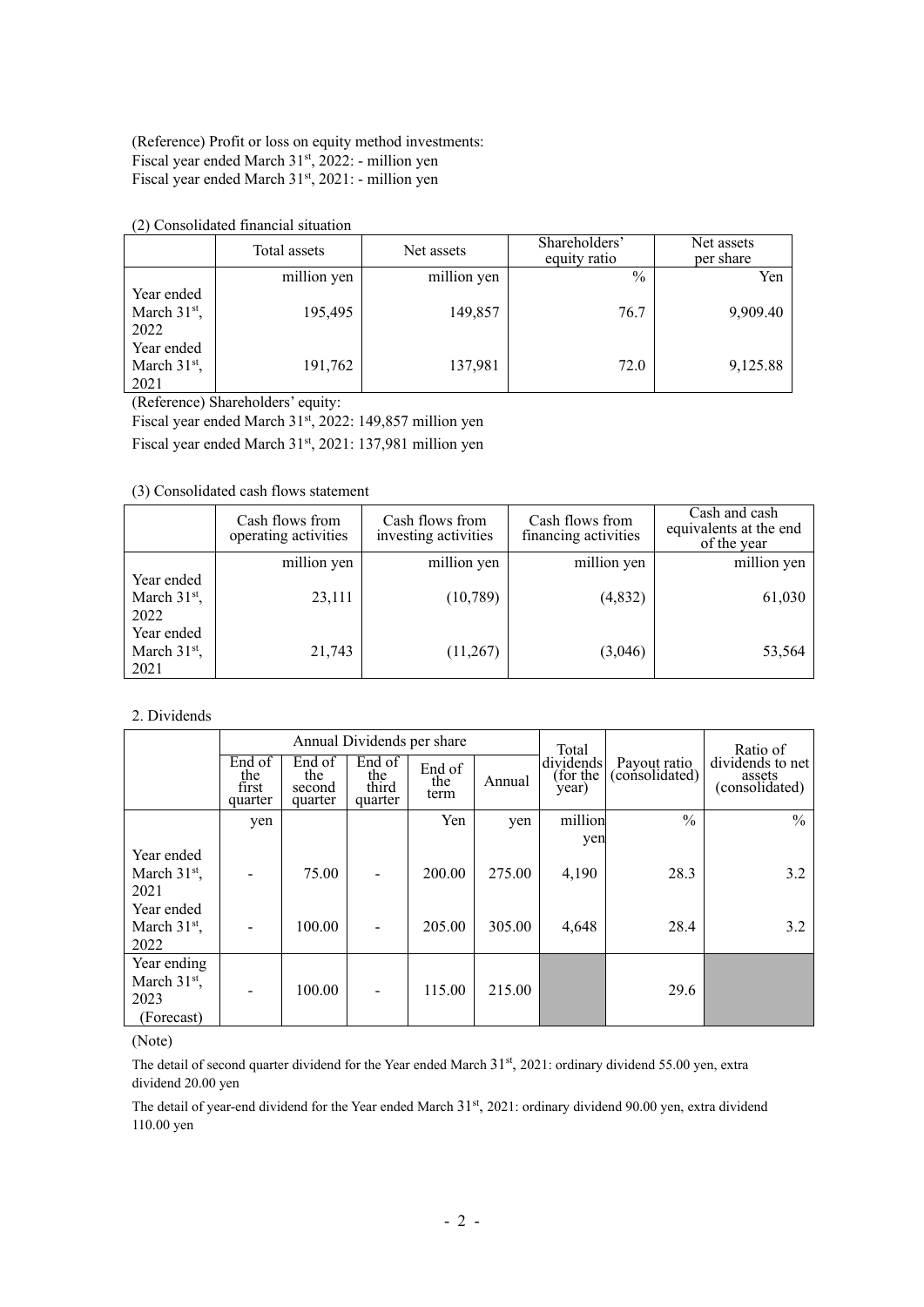(Reference) Profit or loss on equity method investments:
Fiscal year ended March 31st, 2022: - million yen
Fiscal year ended March 31st, 2021: - million yen

(2) Consolidated financial situation

| | Total assets | Net assets | Shareholders' equity ratio | Net assets per share |
|---|---|---|---|---|
| | million yen | million yen | % | Yen |
| Year ended March 31st, 2022 | 195,495 | 149,857 | 76.7 | 9,909.40 |
| Year ended March 31st, 2021 | 191,762 | 137,981 | 72.0 | 9,125.88 |

(Reference) Shareholders' equity:

Fiscal year ended March 31st, 2022: 149,857 million yen

Fiscal year ended March 31st, 2021: 137,981 million yen

(3) Consolidated cash flows statement

| | Cash flows from operating activities | Cash flows from investing activities | Cash flows from financing activities | Cash and cash equivalents at the end of the year |
|---|---|---|---|---|
| | million yen | million yen | million yen | million yen |
| Year ended March 31st, 2022 | 23,111 | (10,789) | (4,832) | 61,030 |
| Year ended March 31st, 2021 | 21,743 | (11,267) | (3,046) | 53,564 |

2. Dividends

| | Annual Dividends per share | | | | | Total dividends (for the year) | Payout ratio (consolidated) | Ratio of dividends to net assets (consolidated) |
|---|---|---|---|---|---|---|---|---|
| | End of the first quarter | End of the second quarter | End of the third quarter | End of the term | Annual | | | |
| | yen | | | Yen | yen | million yen | % | % |
| Year ended March 31st, 2021 | - | 75.00 | - | 200.00 | 275.00 | 4,190 | 28.3 | 3.2 |
| Year ended March 31st, 2022 | - | 100.00 | - | 205.00 | 305.00 | 4,648 | 28.4 | 3.2 |
| Year ending March 31st, 2023 (Forecast) | - | 100.00 | - | 115.00 | 215.00 | | 29.6 | |

(Note)

The detail of second quarter dividend for the Year ended March 31st, 2021: ordinary dividend 55.00 yen, extra dividend 20.00 yen

The detail of year-end dividend for the Year ended March 31st, 2021: ordinary dividend 90.00 yen, extra dividend 110.00 yen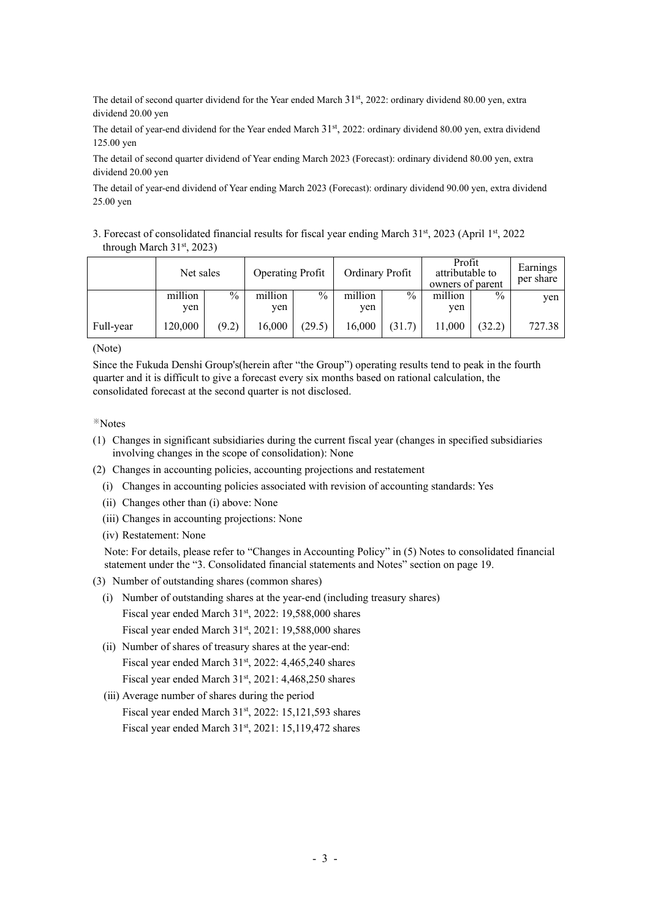The detail of second quarter dividend for the Year ended March 31st, 2022: ordinary dividend 80.00 yen, extra dividend 20.00 yen

The detail of year-end dividend for the Year ended March 31st, 2022: ordinary dividend 80.00 yen, extra dividend 125.00 yen

The detail of second quarter dividend of Year ending March 2023 (Forecast): ordinary dividend 80.00 yen, extra dividend 20.00 yen

The detail of year-end dividend of Year ending March 2023 (Forecast): ordinary dividend 90.00 yen, extra dividend 25.00 yen

3. Forecast of consolidated financial results for fiscal year ending March 31st, 2023 (April 1st, 2022 through March 31st, 2023)

| | Net sales | | Operating Profit | | Ordinary Profit | | Profit attributable to owners of parent | | Earnings per share |
|---|---|---|---|---|---|---|---|---|---|
| | million yen | % | million yen | % | million yen | % | million yen | % | yen |
| Full-year | 120,000 | (9.2) | 16,000 | (29.5) | 16,000 | (31.7) | 11,000 | (32.2) | 727.38 |

(Note)

Since the Fukuda Denshi Group's(herein after "the Group") operating results tend to peak in the fourth quarter and it is difficult to give a forecast every six months based on rational calculation, the consolidated forecast at the second quarter is not disclosed.

※Notes

(1) Changes in significant subsidiaries during the current fiscal year (changes in specified subsidiaries involving changes in the scope of consolidation): None

(2) Changes in accounting policies, accounting projections and restatement

  (i) Changes in accounting policies associated with revision of accounting standards: Yes

  (ii) Changes other than (i) above: None

  (iii) Changes in accounting projections: None

  (iv) Restatement: None

  Note: For details, please refer to "Changes in Accounting Policy" in (5) Notes to consolidated financial statement under the "3. Consolidated financial statements and Notes" section on page 19.

(3) Number of outstanding shares (common shares)

  (i) Number of outstanding shares at the year-end (including treasury shares)

    Fiscal year ended March 31st, 2022: 19,588,000 shares

    Fiscal year ended March 31st, 2021: 19,588,000 shares

  (ii) Number of shares of treasury shares at the year-end:

    Fiscal year ended March 31st, 2022: 4,465,240 shares

    Fiscal year ended March 31st, 2021: 4,468,250 shares

  (iii) Average number of shares during the period

    Fiscal year ended March 31st, 2022: 15,121,593 shares

    Fiscal year ended March 31st, 2021: 15,119,472 shares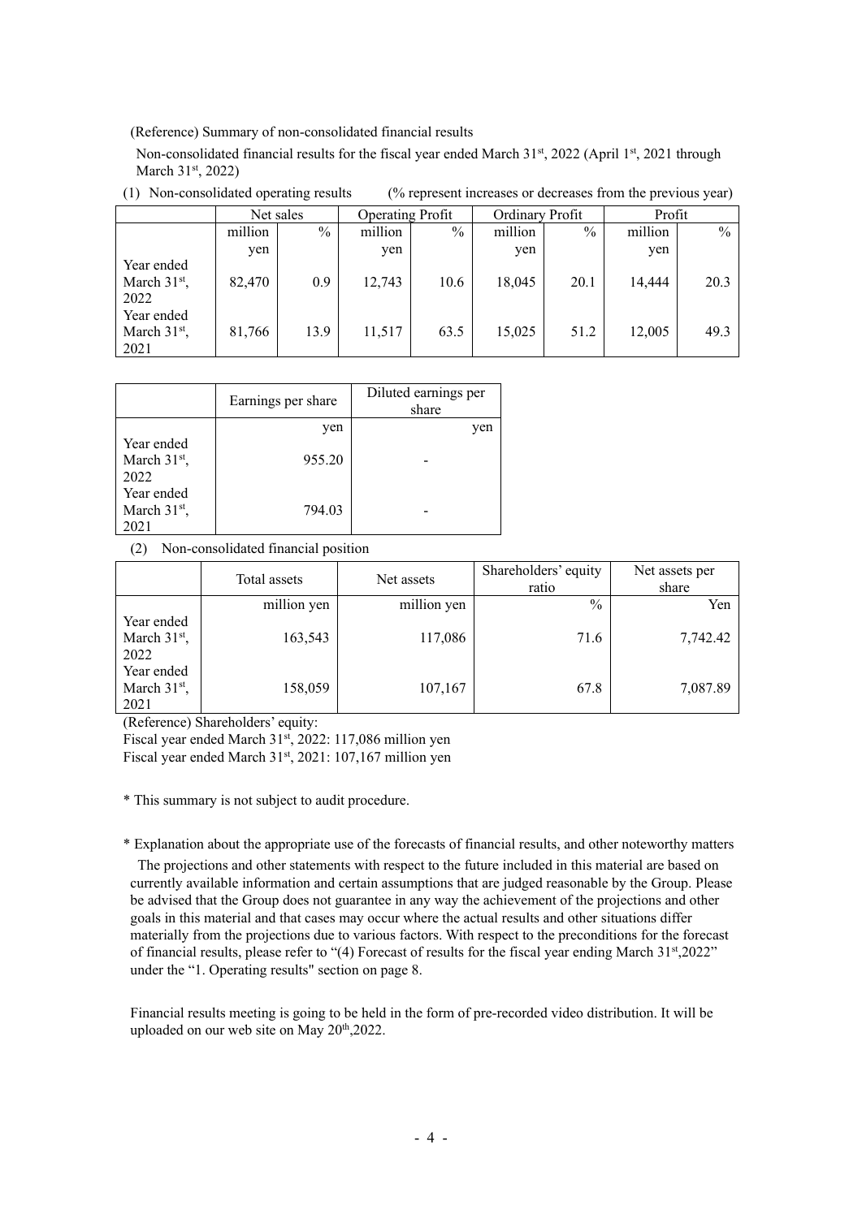(Reference) Summary of non-consolidated financial results

Non-consolidated financial results for the fiscal year ended March 31st, 2022 (April 1st, 2021 through March 31st, 2022)

(1) Non-consolidated operating results (% represent increases or decreases from the previous year)

| | Net sales | | Operating Profit | | Ordinary Profit | | Profit | |
|---|---|---|---|---|---|---|---|---|
| | million yen | % | million yen | % | million yen | % | million yen | % |
| Year ended March 31st, 2022 | 82,470 | 0.9 | 12,743 | 10.6 | 18,045 | 20.1 | 14,444 | 20.3 |
| Year ended March 31st, 2021 | 81,766 | 13.9 | 11,517 | 63.5 | 15,025 | 51.2 | 12,005 | 49.3 |

| | Earnings per share | Diluted earnings per share |
|---|---|---|
| | yen | yen |
| Year ended March 31st, 2022 | 955.20 | - |
| Year ended March 31st, 2021 | 794.03 | - |

(2) Non-consolidated financial position

| | Total assets | Net assets | Shareholders' equity ratio | Net assets per share |
|---|---|---|---|---|
| | million yen | million yen | % | Yen |
| Year ended March 31st, 2022 | 163,543 | 117,086 | 71.6 | 7,742.42 |
| Year ended March 31st, 2021 | 158,059 | 107,167 | 67.8 | 7,087.89 |

(Reference) Shareholders' equity:
Fiscal year ended March 31st, 2022: 117,086 million yen
Fiscal year ended March 31st, 2021: 107,167 million yen

* This summary is not subject to audit procedure.

* Explanation about the appropriate use of the forecasts of financial results, and other noteworthy matters

The projections and other statements with respect to the future included in this material are based on currently available information and certain assumptions that are judged reasonable by the Group. Please be advised that the Group does not guarantee in any way the achievement of the projections and other goals in this material and that cases may occur where the actual results and other situations differ materially from the projections due to various factors. With respect to the preconditions for the forecast of financial results, please refer to "(4) Forecast of results for the fiscal year ending March 31st,2022" under the "1. Operating results" section on page 8.

Financial results meeting is going to be held in the form of pre-recorded video distribution. It will be uploaded on our web site on May 20th,2022.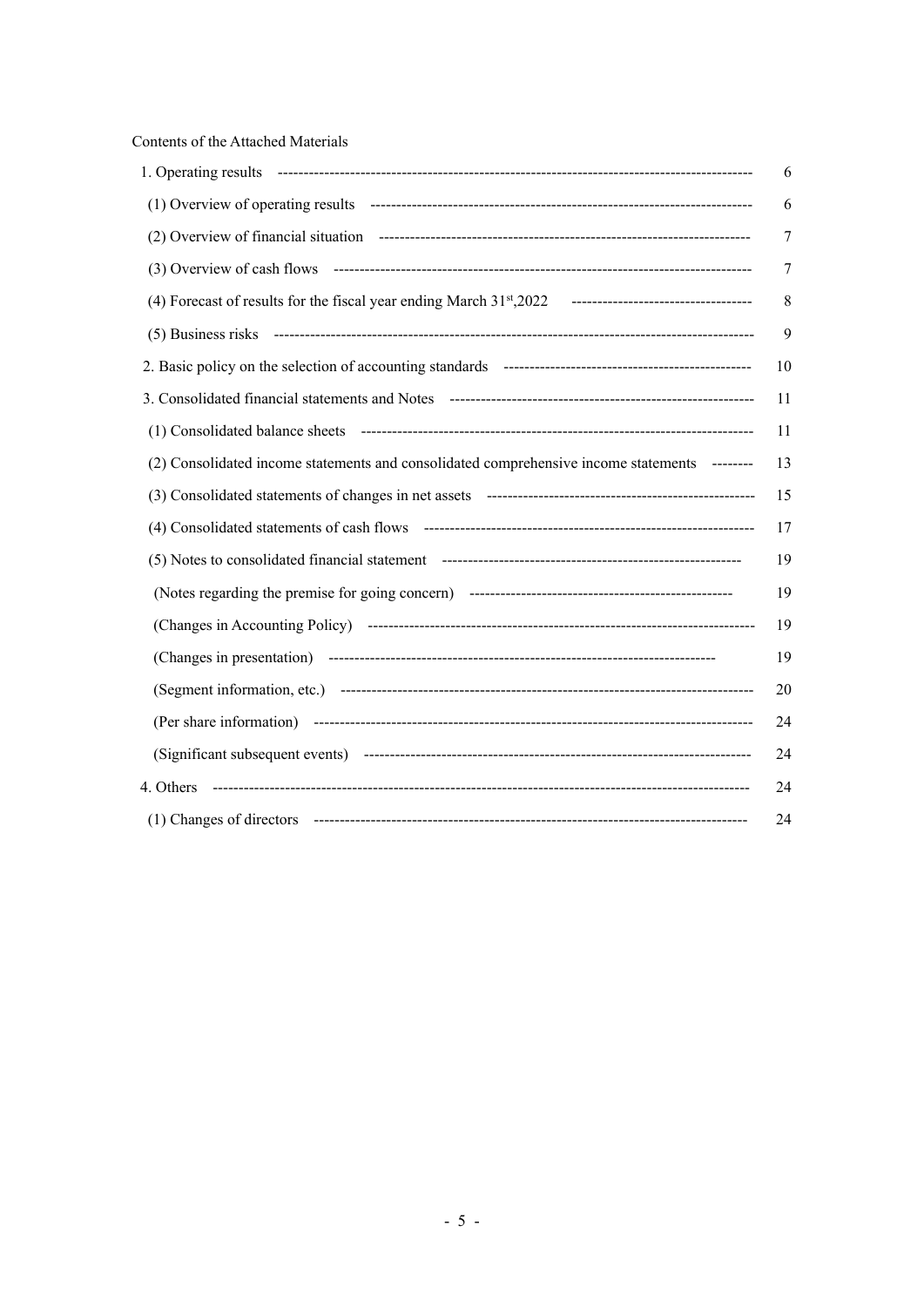Contents of the Attached Materials

| | |
|---|---|
| 1. Operating results | 6 |
| (1) Overview of operating results | 6 |
| (2) Overview of financial situation | 7 |
| (3) Overview of cash flows | 7 |
| (4) Forecast of results for the fiscal year ending March 31st,2022 | 8 |
| (5) Business risks | 9 |
| 2. Basic policy on the selection of accounting standards | 10 |
| 3. Consolidated financial statements and Notes | 11 |
| (1) Consolidated balance sheets | 11 |
| (2) Consolidated income statements and consolidated comprehensive income statements | 13 |
| (3) Consolidated statements of changes in net assets | 15 |
| (4) Consolidated statements of cash flows | 17 |
| (5) Notes to consolidated financial statement | 19 |
| (Notes regarding the premise for going concern) | 19 |
| (Changes in Accounting Policy) | 19 |
| (Changes in presentation) | 19 |
| (Segment information, etc.) | 20 |
| (Per share information) | 24 |
| (Significant subsequent events) | 24 |
| 4. Others | 24 |
| (1) Changes of directors | 24 |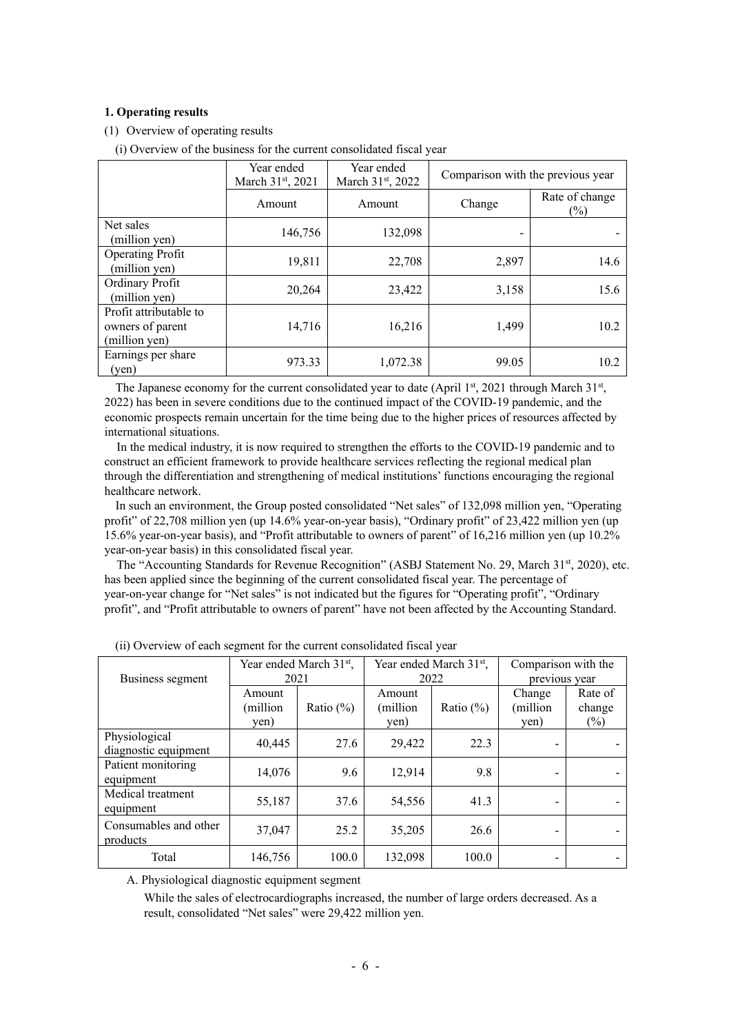### 1. Operating results

(1) Overview of operating results

(i) Overview of the business for the current consolidated fiscal year

| | Year ended March 31st, 2021 | Year ended March 31st, 2022 | Comparison with the previous year | |
|---|---|---|---|---|
| | Amount | Amount | Change | Rate of change (%) |
| Net sales (million yen) | 146,756 | 132,098 | - | - |
| Operating Profit (million yen) | 19,811 | 22,708 | 2,897 | 14.6 |
| Ordinary Profit (million yen) | 20,264 | 23,422 | 3,158 | 15.6 |
| Profit attributable to owners of parent (million yen) | 14,716 | 16,216 | 1,499 | 10.2 |
| Earnings per share (yen) | 973.33 | 1,072.38 | 99.05 | 10.2 |

The Japanese economy for the current consolidated year to date (April 1st, 2021 through March 31st, 2022) has been in severe conditions due to the continued impact of the COVID-19 pandemic, and the economic prospects remain uncertain for the time being due to the higher prices of resources affected by international situations.

In the medical industry, it is now required to strengthen the efforts to the COVID-19 pandemic and to construct an efficient framework to provide healthcare services reflecting the regional medical plan through the differentiation and strengthening of medical institutions' functions encouraging the regional healthcare network.

In such an environment, the Group posted consolidated "Net sales" of 132,098 million yen, "Operating profit" of 22,708 million yen (up 14.6% year-on-year basis), "Ordinary profit" of 23,422 million yen (up 15.6% year-on-year basis), and "Profit attributable to owners of parent" of 16,216 million yen (up 10.2% year-on-year basis) in this consolidated fiscal year.

The "Accounting Standards for Revenue Recognition" (ASBJ Statement No. 29, March 31st, 2020), etc. has been applied since the beginning of the current consolidated fiscal year. The percentage of year-on-year change for "Net sales" is not indicated but the figures for "Operating profit", "Ordinary profit", and "Profit attributable to owners of parent" have not been affected by the Accounting Standard.

(ii) Overview of each segment for the current consolidated fiscal year

| Business segment | Year ended March 31st, 2021 | | Year ended March 31st, 2022 | | Comparison with the previous year | |
|---|---|---|---|---|---|---|
| | Amount (million yen) | Ratio (%) | Amount (million yen) | Ratio (%) | Change (million yen) | Rate of change (%) |
| Physiological diagnostic equipment | 40,445 | 27.6 | 29,422 | 22.3 | - | - |
| Patient monitoring equipment | 14,076 | 9.6 | 12,914 | 9.8 | - | - |
| Medical treatment equipment | 55,187 | 37.6 | 54,556 | 41.3 | - | - |
| Consumables and other products | 37,047 | 25.2 | 35,205 | 26.6 | - | - |
| Total | 146,756 | 100.0 | 132,098 | 100.0 | - | - |

A. Physiological diagnostic equipment segment

While the sales of electrocardiographs increased, the number of large orders decreased. As a result, consolidated "Net sales" were 29,422 million yen.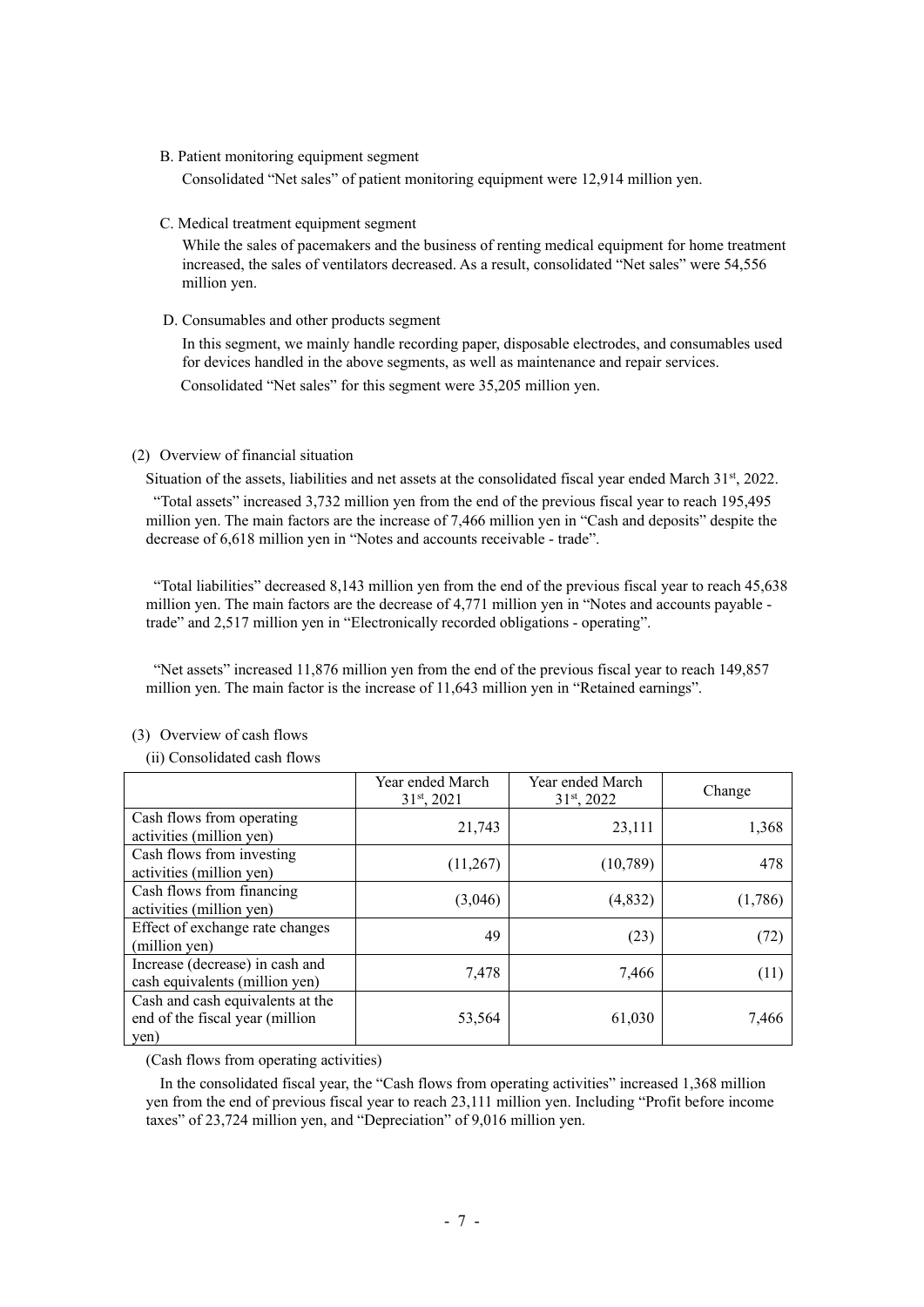B. Patient monitoring equipment segment

Consolidated “Net sales” of patient monitoring equipment were 12,914 million yen.

C. Medical treatment equipment segment

While the sales of pacemakers and the business of renting medical equipment for home treatment increased, the sales of ventilators decreased. As a result, consolidated “Net sales” were 54,556 million yen.

D. Consumables and other products segment

In this segment, we mainly handle recording paper, disposable electrodes, and consumables used for devices handled in the above segments, as well as maintenance and repair services.

Consolidated “Net sales” for this segment were 35,205 million yen.

(2) Overview of financial situation

Situation of the assets, liabilities and net assets at the consolidated fiscal year ended March 31st, 2022.

“Total assets” increased 3,732 million yen from the end of the previous fiscal year to reach 195,495 million yen. The main factors are the increase of 7,466 million yen in “Cash and deposits” despite the decrease of 6,618 million yen in “Notes and accounts receivable - trade”.

“Total liabilities” decreased 8,143 million yen from the end of the previous fiscal year to reach 45,638 million yen. The main factors are the decrease of 4,771 million yen in “Notes and accounts payable - trade” and 2,517 million yen in “Electronically recorded obligations - operating”.

“Net assets” increased 11,876 million yen from the end of the previous fiscal year to reach 149,857 million yen. The main factor is the increase of 11,643 million yen in “Retained earnings”.

(3) Overview of cash flows

(ii) Consolidated cash flows

| | Year ended March 31st, 2021 | Year ended March 31st, 2022 | Change |
|---|---|---|---|
| Cash flows from operating activities (million yen) | 21,743 | 23,111 | 1,368 |
| Cash flows from investing activities (million yen) | (11,267) | (10,789) | 478 |
| Cash flows from financing activities (million yen) | (3,046) | (4,832) | (1,786) |
| Effect of exchange rate changes (million yen) | 49 | (23) | (72) |
| Increase (decrease) in cash and cash equivalents (million yen) | 7,478 | 7,466 | (11) |
| Cash and cash equivalents at the end of the fiscal year (million yen) | 53,564 | 61,030 | 7,466 |

(Cash flows from operating activities)

In the consolidated fiscal year, the “Cash flows from operating activities” increased 1,368 million yen from the end of previous fiscal year to reach 23,111 million yen. Including “Profit before income taxes” of 23,724 million yen, and “Depreciation” of 9,016 million yen.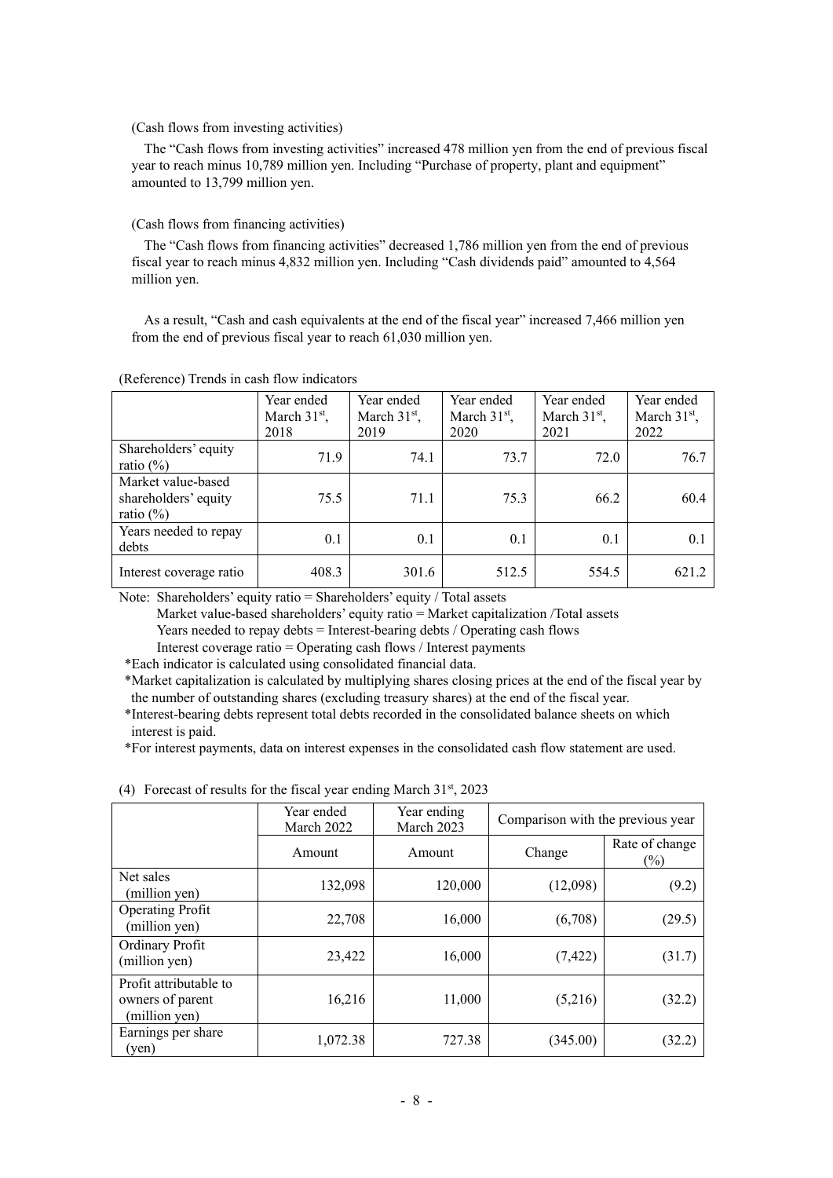(Cash flows from investing activities)

The "Cash flows from investing activities" increased 478 million yen from the end of previous fiscal year to reach minus 10,789 million yen. Including "Purchase of property, plant and equipment" amounted to 13,799 million yen.

(Cash flows from financing activities)

The "Cash flows from financing activities" decreased 1,786 million yen from the end of previous fiscal year to reach minus 4,832 million yen. Including "Cash dividends paid" amounted to 4,564 million yen.

As a result, "Cash and cash equivalents at the end of the fiscal year" increased 7,466 million yen from the end of previous fiscal year to reach 61,030 million yen.

(Reference) Trends in cash flow indicators

| | Year ended March 31st, 2018 | Year ended March 31st, 2019 | Year ended March 31st, 2020 | Year ended March 31st, 2021 | Year ended March 31st, 2022 |
|---|---|---|---|---|---|
| Shareholders' equity ratio (%) | 71.9 | 74.1 | 73.7 | 72.0 | 76.7 |
| Market value-based shareholders' equity ratio (%) | 75.5 | 71.1 | 75.3 | 66.2 | 60.4 |
| Years needed to repay debts | 0.1 | 0.1 | 0.1 | 0.1 | 0.1 |
| Interest coverage ratio | 408.3 | 301.6 | 512.5 | 554.5 | 621.2 |

Note: Shareholders' equity ratio = Shareholders' equity / Total assets
Market value-based shareholders' equity ratio = Market capitalization /Total assets
Years needed to repay debts = Interest-bearing debts / Operating cash flows
Interest coverage ratio = Operating cash flows / Interest payments
*Each indicator is calculated using consolidated financial data.
*Market capitalization is calculated by multiplying shares closing prices at the end of the fiscal year by the number of outstanding shares (excluding treasury shares) at the end of the fiscal year.
*Interest-bearing debts represent total debts recorded in the consolidated balance sheets on which interest is paid.
*For interest payments, data on interest expenses in the consolidated cash flow statement are used.

(4) Forecast of results for the fiscal year ending March 31st, 2023

| | Year ended March 2022 | Year ending March 2023 | Comparison with the previous year | |
|---|---|---|---|---|
| | Amount | Amount | Change | Rate of change (%) |
| Net sales (million yen) | 132,098 | 120,000 | (12,098) | (9.2) |
| Operating Profit (million yen) | 22,708 | 16,000 | (6,708) | (29.5) |
| Ordinary Profit (million yen) | 23,422 | 16,000 | (7,422) | (31.7) |
| Profit attributable to owners of parent (million yen) | 16,216 | 11,000 | (5,216) | (32.2) |
| Earnings per share (yen) | 1,072.38 | 727.38 | (345.00) | (32.2) |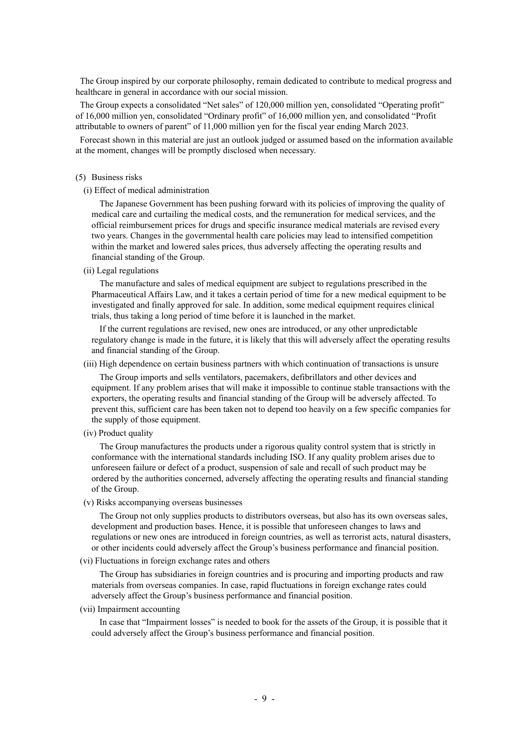The Group inspired by our corporate philosophy, remain dedicated to contribute to medical progress and healthcare in general in accordance with our social mission.

The Group expects a consolidated "Net sales" of 120,000 million yen, consolidated "Operating profit" of 16,000 million yen, consolidated "Ordinary profit" of 16,000 million yen, and consolidated "Profit attributable to owners of parent" of 11,000 million yen for the fiscal year ending March 2023.

Forecast shown in this material are just an outlook judged or assumed based on the information available at the moment, changes will be promptly disclosed when necessary.

(5) Business risks

(i) Effect of medical administration

The Japanese Government has been pushing forward with its policies of improving the quality of medical care and curtailing the medical costs, and the remuneration for medical services, and the official reimbursement prices for drugs and specific insurance medical materials are revised every two years. Changes in the governmental health care policies may lead to intensified competition within the market and lowered sales prices, thus adversely affecting the operating results and financial standing of the Group.

(ii) Legal regulations

The manufacture and sales of medical equipment are subject to regulations prescribed in the Pharmaceutical Affairs Law, and it takes a certain period of time for a new medical equipment to be investigated and finally approved for sale. In addition, some medical equipment requires clinical trials, thus taking a long period of time before it is launched in the market.

If the current regulations are revised, new ones are introduced, or any other unpredictable regulatory change is made in the future, it is likely that this will adversely affect the operating results and financial standing of the Group.

(iii) High dependence on certain business partners with which continuation of transactions is unsure

The Group imports and sells ventilators, pacemakers, defibrillators and other devices and equipment. If any problem arises that will make it impossible to continue stable transactions with the exporters, the operating results and financial standing of the Group will be adversely affected. To prevent this, sufficient care has been taken not to depend too heavily on a few specific companies for the supply of those equipment.

(iv) Product quality

The Group manufactures the products under a rigorous quality control system that is strictly in conformance with the international standards including ISO. If any quality problem arises due to unforeseen failure or defect of a product, suspension of sale and recall of such product may be ordered by the authorities concerned, adversely affecting the operating results and financial standing of the Group.

(v) Risks accompanying overseas businesses

The Group not only supplies products to distributors overseas, but also has its own overseas sales, development and production bases. Hence, it is possible that unforeseen changes to laws and regulations or new ones are introduced in foreign countries, as well as terrorist acts, natural disasters, or other incidents could adversely affect the Group's business performance and financial position.

(vi) Fluctuations in foreign exchange rates and others

The Group has subsidiaries in foreign countries and is procuring and importing products and raw materials from overseas companies. In case, rapid fluctuations in foreign exchange rates could adversely affect the Group's business performance and financial position.

(vii) Impairment accounting

In case that "Impairment losses" is needed to book for the assets of the Group, it is possible that it could adversely affect the Group's business performance and financial position.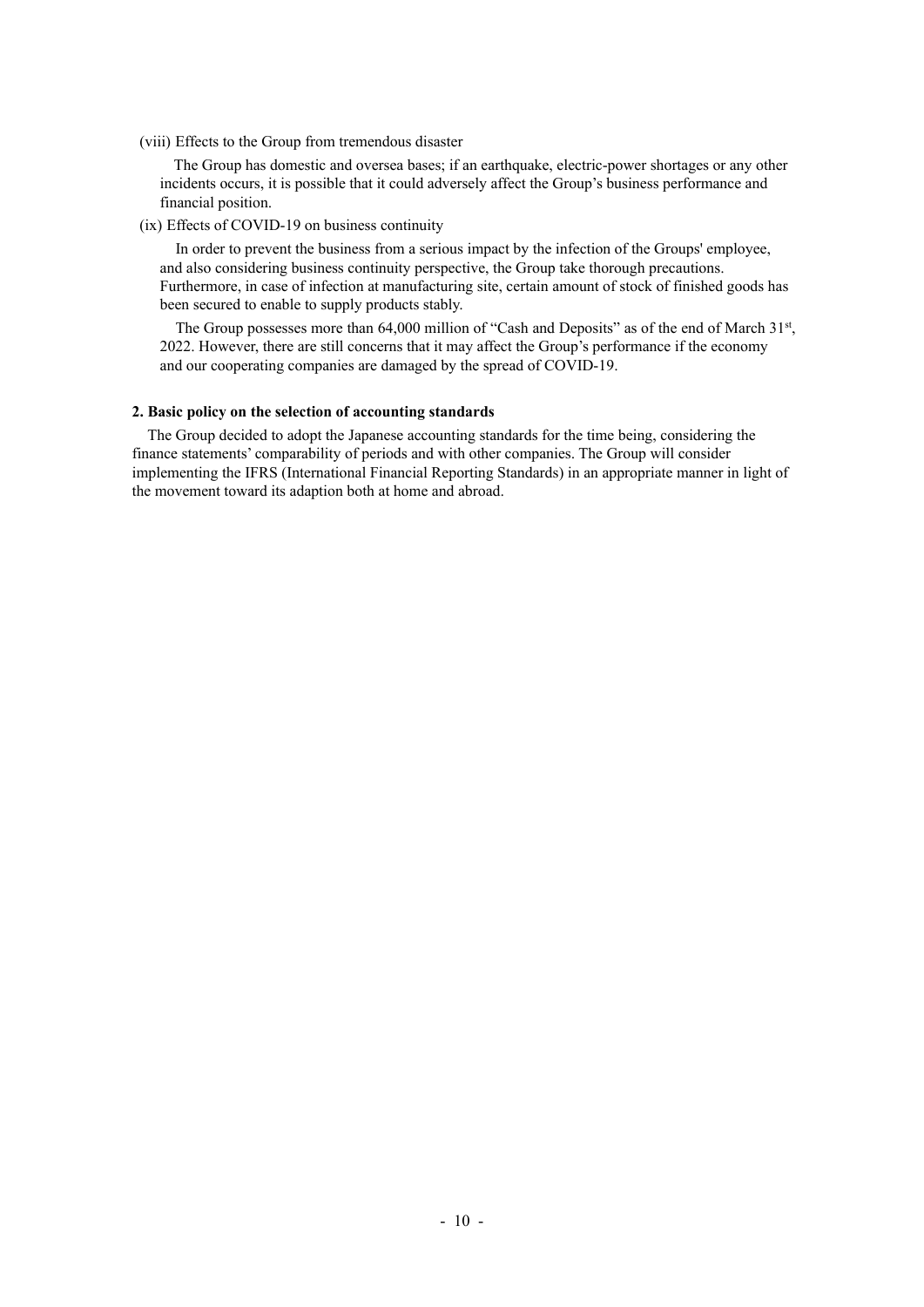(viii) Effects to the Group from tremendous disaster

The Group has domestic and oversea bases; if an earthquake, electric-power shortages or any other incidents occurs, it is possible that it could adversely affect the Group's business performance and financial position.

(ix) Effects of COVID-19 on business continuity

In order to prevent the business from a serious impact by the infection of the Groups' employee, and also considering business continuity perspective, the Group take thorough precautions. Furthermore, in case of infection at manufacturing site, certain amount of stock of finished goods has been secured to enable to supply products stably.

The Group possesses more than 64,000 million of "Cash and Deposits" as of the end of March 31st, 2022. However, there are still concerns that it may affect the Group's performance if the economy and our cooperating companies are damaged by the spread of COVID-19.

**2. Basic policy on the selection of accounting standards**

The Group decided to adopt the Japanese accounting standards for the time being, considering the finance statements' comparability of periods and with other companies. The Group will consider implementing the IFRS (International Financial Reporting Standards) in an appropriate manner in light of the movement toward its adaption both at home and abroad.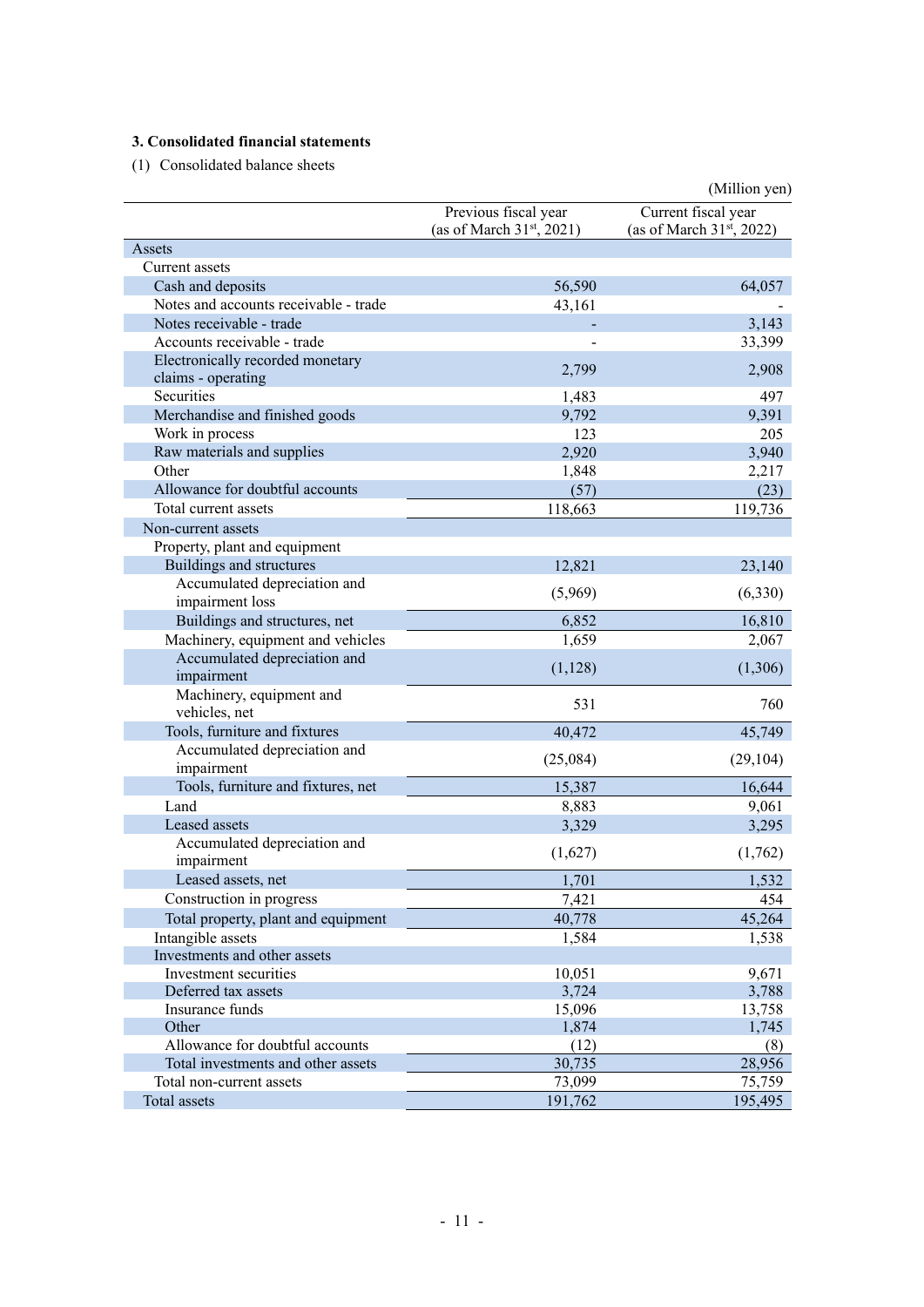## 3. Consolidated financial statements

(1) Consolidated balance sheets

(Million yen)

| | Previous fiscal year (as of March 31st, 2021) | Current fiscal year (as of March 31st, 2022) |
|---|---|---|
| Assets | | |
| Current assets | | |
| Cash and deposits | 56,590 | 64,057 |
| Notes and accounts receivable - trade | 43,161 | - |
| Notes receivable - trade | - | 3,143 |
| Accounts receivable - trade | - | 33,399 |
| Electronically recorded monetary claims - operating | 2,799 | 2,908 |
| Securities | 1,483 | 497 |
| Merchandise and finished goods | 9,792 | 9,391 |
| Work in process | 123 | 205 |
| Raw materials and supplies | 2,920 | 3,940 |
| Other | 1,848 | 2,217 |
| Allowance for doubtful accounts | (57) | (23) |
| Total current assets | 118,663 | 119,736 |
| Non-current assets | | |
| Property, plant and equipment | | |
| Buildings and structures | 12,821 | 23,140 |
| Accumulated depreciation and impairment loss | (5,969) | (6,330) |
| Buildings and structures, net | 6,852 | 16,810 |
| Machinery, equipment and vehicles | 1,659 | 2,067 |
| Accumulated depreciation and impairment | (1,128) | (1,306) |
| Machinery, equipment and vehicles, net | 531 | 760 |
| Tools, furniture and fixtures | 40,472 | 45,749 |
| Accumulated depreciation and impairment | (25,084) | (29,104) |
| Tools, furniture and fixtures, net | 15,387 | 16,644 |
| Land | 8,883 | 9,061 |
| Leased assets | 3,329 | 3,295 |
| Accumulated depreciation and impairment | (1,627) | (1,762) |
| Leased assets, net | 1,701 | 1,532 |
| Construction in progress | 7,421 | 454 |
| Total property, plant and equipment | 40,778 | 45,264 |
| Intangible assets | 1,584 | 1,538 |
| Investments and other assets | | |
| Investment securities | 10,051 | 9,671 |
| Deferred tax assets | 3,724 | 3,788 |
| Insurance funds | 15,096 | 13,758 |
| Other | 1,874 | 1,745 |
| Allowance for doubtful accounts | (12) | (8) |
| Total investments and other assets | 30,735 | 28,956 |
| Total non-current assets | 73,099 | 75,759 |
| Total assets | 191,762 | 195,495 |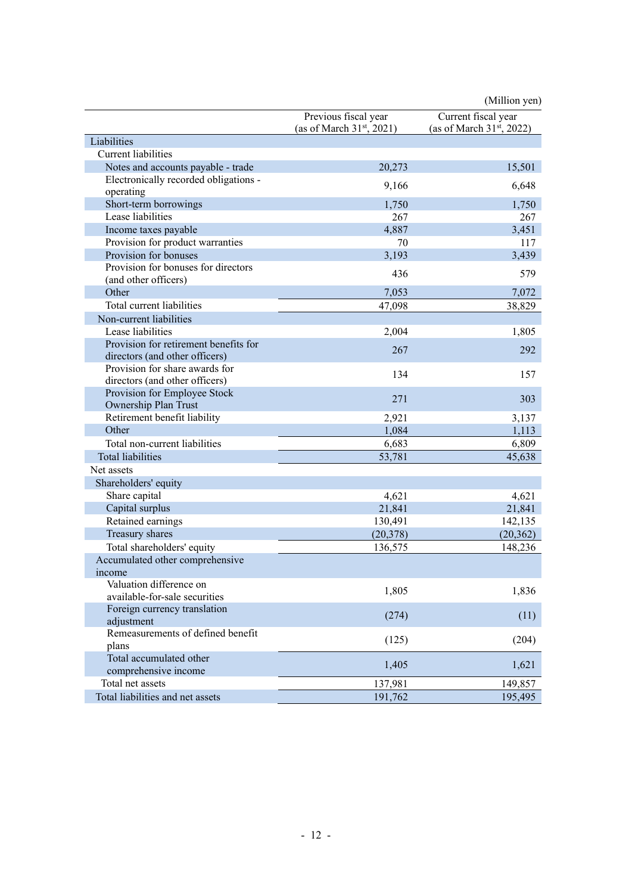(Million yen)

| | Previous fiscal year (as of March 31st, 2021) | Current fiscal year (as of March 31st, 2022) |
|---|---|---|
| Liabilities | | |
| Current liabilities | | |
| Notes and accounts payable - trade | 20,273 | 15,501 |
| Electronically recorded obligations - operating | 9,166 | 6,648 |
| Short-term borrowings | 1,750 | 1,750 |
| Lease liabilities | 267 | 267 |
| Income taxes payable | 4,887 | 3,451 |
| Provision for product warranties | 70 | 117 |
| Provision for bonuses | 3,193 | 3,439 |
| Provision for bonuses for directors (and other officers) | 436 | 579 |
| Other | 7,053 | 7,072 |
| Total current liabilities | 47,098 | 38,829 |
| Non-current liabilities | | |
| Lease liabilities | 2,004 | 1,805 |
| Provision for retirement benefits for directors (and other officers) | 267 | 292 |
| Provision for share awards for directors (and other officers) | 134 | 157 |
| Provision for Employee Stock Ownership Plan Trust | 271 | 303 |
| Retirement benefit liability | 2,921 | 3,137 |
| Other | 1,084 | 1,113 |
| Total non-current liabilities | 6,683 | 6,809 |
| Total liabilities | 53,781 | 45,638 |
| Net assets | | |
| Shareholders' equity | | |
| Share capital | 4,621 | 4,621 |
| Capital surplus | 21,841 | 21,841 |
| Retained earnings | 130,491 | 142,135 |
| Treasury shares | (20,378) | (20,362) |
| Total shareholders' equity | 136,575 | 148,236 |
| Accumulated other comprehensive income | | |
| Valuation difference on available-for-sale securities | 1,805 | 1,836 |
| Foreign currency translation adjustment | (274) | (11) |
| Remeasurements of defined benefit plans | (125) | (204) |
| Total accumulated other comprehensive income | 1,405 | 1,621 |
| Total net assets | 137,981 | 149,857 |
| Total liabilities and net assets | 191,762 | 195,495 |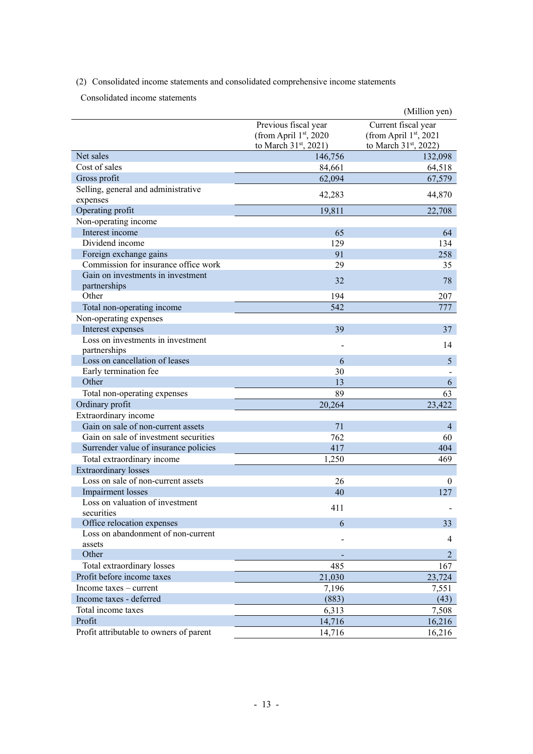(2) Consolidated income statements and consolidated comprehensive income statements

Consolidated income statements

(Million yen)

| | Previous fiscal year (from April 1st, 2020 to March 31st, 2021) | Current fiscal year (from April 1st, 2021 to March 31st, 2022) |
|---|---|---|
| Net sales | 146,756 | 132,098 |
| Cost of sales | 84,661 | 64,518 |
| Gross profit | 62,094 | 67,579 |
| Selling, general and administrative expenses | 42,283 | 44,870 |
| Operating profit | 19,811 | 22,708 |
| Non-operating income | | |
| Interest income | 65 | 64 |
| Dividend income | 129 | 134 |
| Foreign exchange gains | 91 | 258 |
| Commission for insurance office work | 29 | 35 |
| Gain on investments in investment partnerships | 32 | 78 |
| Other | 194 | 207 |
| Total non-operating income | 542 | 777 |
| Non-operating expenses | | |
| Interest expenses | 39 | 37 |
| Loss on investments in investment partnerships | - | 14 |
| Loss on cancellation of leases | 6 | 5 |
| Early termination fee | 30 | - |
| Other | 13 | 6 |
| Total non-operating expenses | 89 | 63 |
| Ordinary profit | 20,264 | 23,422 |
| Extraordinary income | | |
| Gain on sale of non-current assets | 71 | 4 |
| Gain on sale of investment securities | 762 | 60 |
| Surrender value of insurance policies | 417 | 404 |
| Total extraordinary income | 1,250 | 469 |
| Extraordinary losses | | |
| Loss on sale of non-current assets | 26 | 0 |
| Impairment losses | 40 | 127 |
| Loss on valuation of investment securities | 411 | - |
| Office relocation expenses | 6 | 33 |
| Loss on abandonment of non-current assets | - | 4 |
| Other | - | 2 |
| Total extraordinary losses | 485 | 167 |
| Profit before income taxes | 21,030 | 23,724 |
| Income taxes – current | 7,196 | 7,551 |
| Income taxes - deferred | (883) | (43) |
| Total income taxes | 6,313 | 7,508 |
| Profit | 14,716 | 16,216 |
| Profit attributable to owners of parent | 14,716 | 16,216 |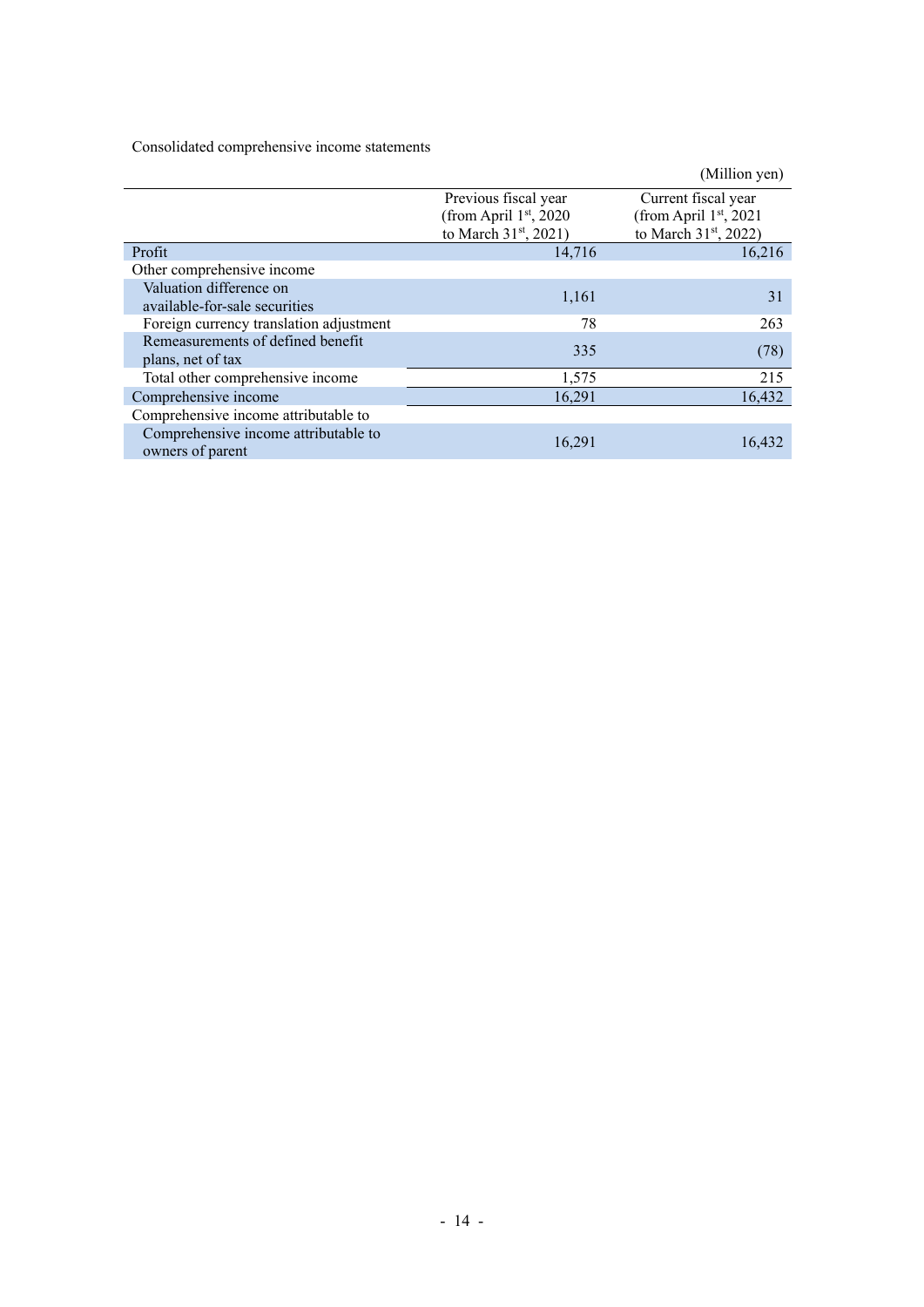Consolidated comprehensive income statements

(Million yen)

| | Previous fiscal year (from April 1st, 2020 to March 31st, 2021) | Current fiscal year (from April 1st, 2021 to March 31st, 2022) |
|---|---|---|
| Profit | 14,716 | 16,216 |
| Other comprehensive income | | |
| Valuation difference on available-for-sale securities | 1,161 | 31 |
| Foreign currency translation adjustment | 78 | 263 |
| Remeasurements of defined benefit plans, net of tax | 335 | (78) |
| Total other comprehensive income | 1,575 | 215 |
| Comprehensive income | 16,291 | 16,432 |
| Comprehensive income attributable to | | |
| Comprehensive income attributable to owners of parent | 16,291 | 16,432 |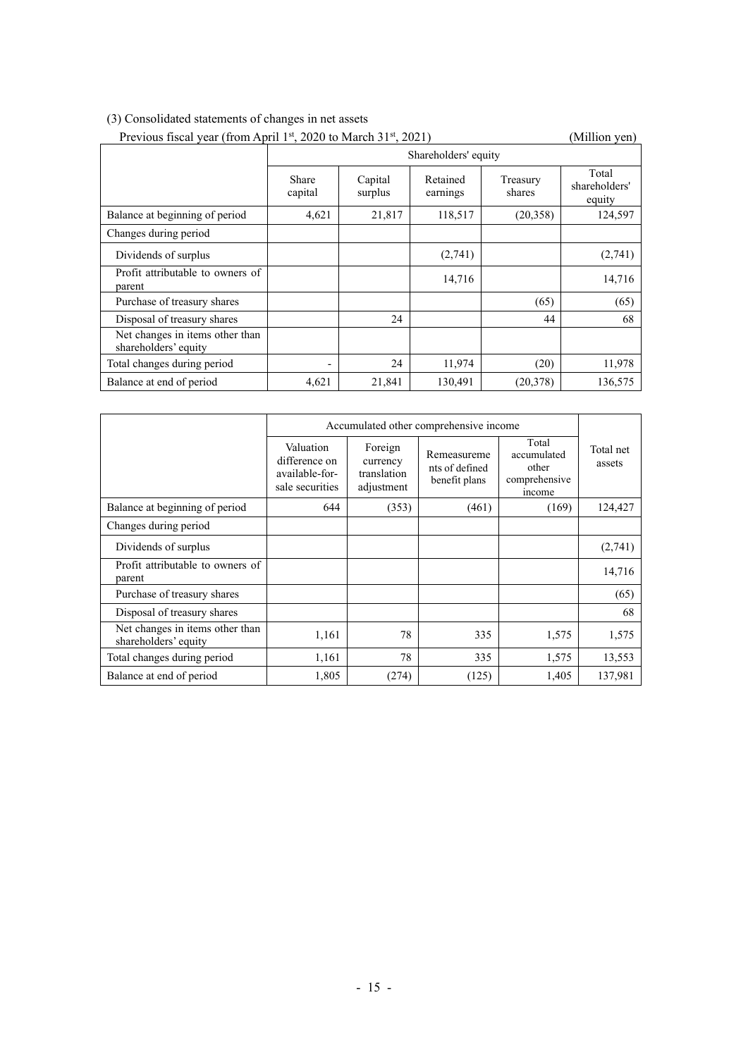(3) Consolidated statements of changes in net assets

Previous fiscal year (from April 1st, 2020 to March 31st, 2021) (Million yen)

| | Shareholders' equity | | | | |
|---|---|---|---|---|---|
| | Share capital | Capital surplus | Retained earnings | Treasury shares | Total shareholders' equity |
| Balance at beginning of period | 4,621 | 21,817 | 118,517 | (20,358) | 124,597 |
| Changes during period | | | | | |
| Dividends of surplus | | | (2,741) | | (2,741) |
| Profit attributable to owners of parent | | | 14,716 | | 14,716 |
| Purchase of treasury shares | | | | (65) | (65) |
| Disposal of treasury shares | | 24 | | 44 | 68 |
| Net changes in items other than shareholders' equity | | | | | |
| Total changes during period | - | 24 | 11,974 | (20) | 11,978 |
| Balance at end of period | 4,621 | 21,841 | 130,491 | (20,378) | 136,575 |

| | Accumulated other comprehensive income | | | | Total net assets |
|---|---|---|---|---|---|
| | Valuation difference on available-for-sale securities | Foreign currency translation adjustment | Remeasurements of defined benefit plans | Total accumulated other comprehensive income | |
| Balance at beginning of period | 644 | (353) | (461) | (169) | 124,427 |
| Changes during period | | | | | |
| Dividends of surplus | | | | | (2,741) |
| Profit attributable to owners of parent | | | | | 14,716 |
| Purchase of treasury shares | | | | | (65) |
| Disposal of treasury shares | | | | | 68 |
| Net changes in items other than shareholders' equity | 1,161 | 78 | 335 | 1,575 | 1,575 |
| Total changes during period | 1,161 | 78 | 335 | 1,575 | 13,553 |
| Balance at end of period | 1,805 | (274) | (125) | 1,405 | 137,981 |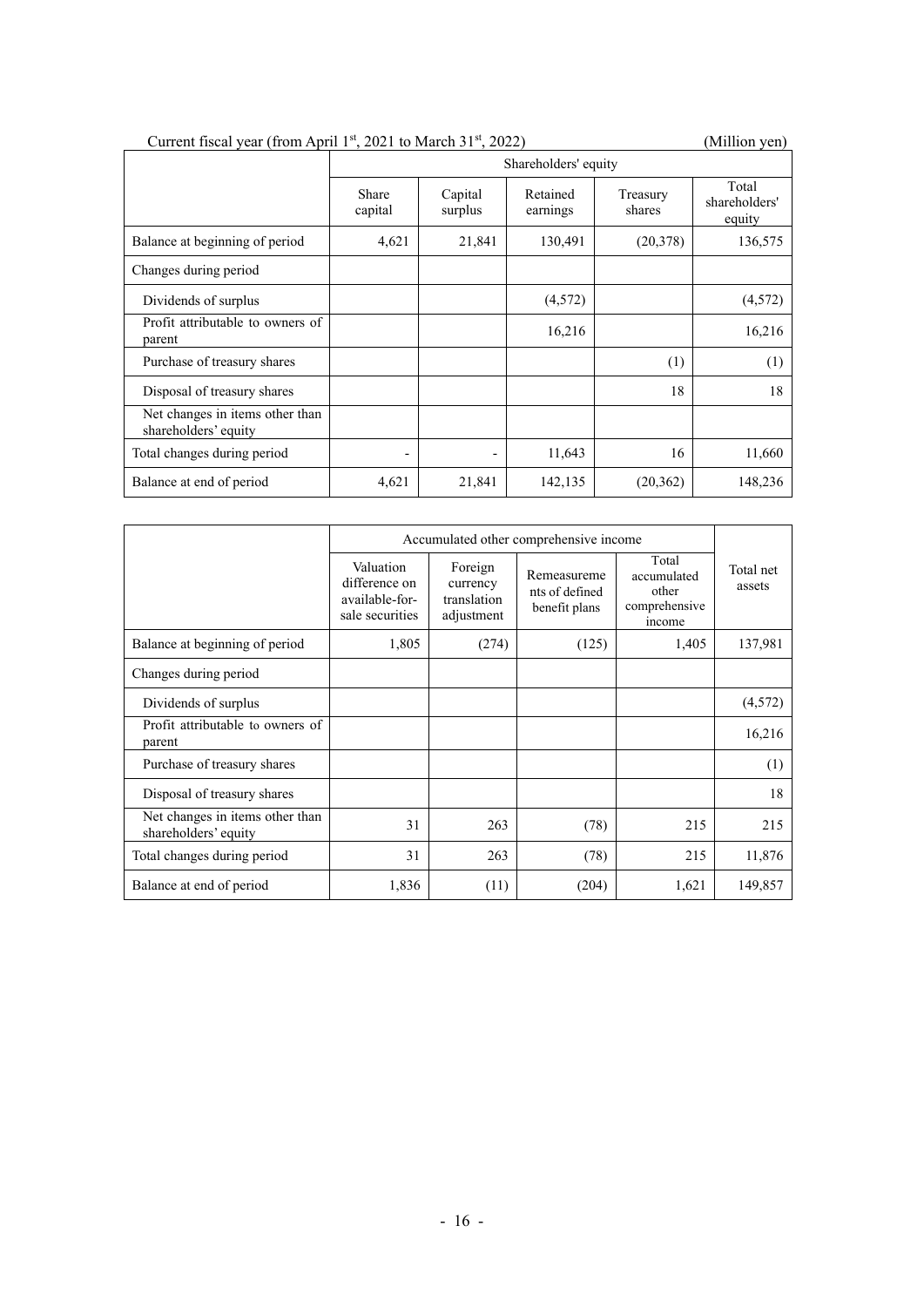Current fiscal year (from April 1st, 2021 to March 31st, 2022) (Million yen)

| | Shareholders' equity | | | | |
|---|---|---|---|---|---|
| | Share capital | Capital surplus | Retained earnings | Treasury shares | Total shareholders' equity |
| Balance at beginning of period | 4,621 | 21,841 | 130,491 | (20,378) | 136,575 |
| Changes during period | | | | | |
| Dividends of surplus | | | (4,572) | | (4,572) |
| Profit attributable to owners of parent | | | 16,216 | | 16,216 |
| Purchase of treasury shares | | | | (1) | (1) |
| Disposal of treasury shares | | | | 18 | 18 |
| Net changes in items other than shareholders' equity | | | | | |
| Total changes during period | - | - | 11,643 | 16 | 11,660 |
| Balance at end of period | 4,621 | 21,841 | 142,135 | (20,362) | 148,236 |

| | Accumulated other comprehensive income | | | | Total net assets |
|---|---|---|---|---|---|
| | Valuation difference on available-for-sale securities | Foreign currency translation adjustment | Remeasurements of defined benefit plans | Total accumulated other comprehensive income | |
| Balance at beginning of period | 1,805 | (274) | (125) | 1,405 | 137,981 |
| Changes during period | | | | | |
| Dividends of surplus | | | | | (4,572) |
| Profit attributable to owners of parent | | | | | 16,216 |
| Purchase of treasury shares | | | | | (1) |
| Disposal of treasury shares | | | | | 18 |
| Net changes in items other than shareholders' equity | 31 | 263 | (78) | 215 | 215 |
| Total changes during period | 31 | 263 | (78) | 215 | 11,876 |
| Balance at end of period | 1,836 | (11) | (204) | 1,621 | 149,857 |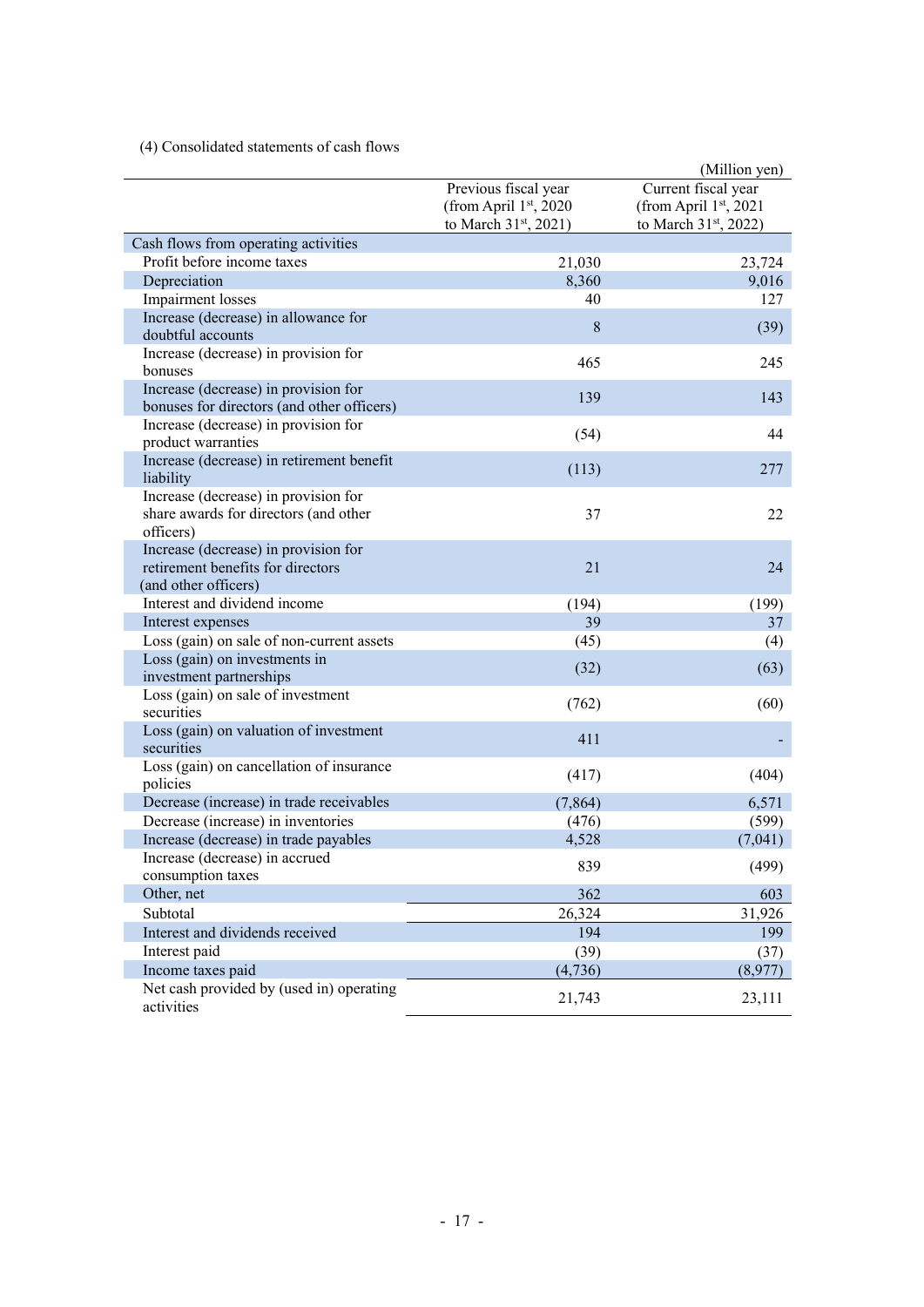(4) Consolidated statements of cash flows

(Million yen)

| | Previous fiscal year (from April 1st, 2020 to March 31st, 2021) | Current fiscal year (from April 1st, 2021 to March 31st, 2022) |
|---|---|---|
| Cash flows from operating activities | | |
| Profit before income taxes | 21,030 | 23,724 |
| Depreciation | 8,360 | 9,016 |
| Impairment losses | 40 | 127 |
| Increase (decrease) in allowance for doubtful accounts | 8 | (39) |
| Increase (decrease) in provision for bonuses | 465 | 245 |
| Increase (decrease) in provision for bonuses for directors (and other officers) | 139 | 143 |
| Increase (decrease) in provision for product warranties | (54) | 44 |
| Increase (decrease) in retirement benefit liability | (113) | 277 |
| Increase (decrease) in provision for share awards for directors (and other officers) | 37 | 22 |
| Increase (decrease) in provision for retirement benefits for directors (and other officers) | 21 | 24 |
| Interest and dividend income | (194) | (199) |
| Interest expenses | 39 | 37 |
| Loss (gain) on sale of non-current assets | (45) | (4) |
| Loss (gain) on investments in investment partnerships | (32) | (63) |
| Loss (gain) on sale of investment securities | (762) | (60) |
| Loss (gain) on valuation of investment securities | 411 | - |
| Loss (gain) on cancellation of insurance policies | (417) | (404) |
| Decrease (increase) in trade receivables | (7,864) | 6,571 |
| Decrease (increase) in inventories | (476) | (599) |
| Increase (decrease) in trade payables | 4,528 | (7,041) |
| Increase (decrease) in accrued consumption taxes | 839 | (499) |
| Other, net | 362 | 603 |
| Subtotal | 26,324 | 31,926 |
| Interest and dividends received | 194 | 199 |
| Interest paid | (39) | (37) |
| Income taxes paid | (4,736) | (8,977) |
| Net cash provided by (used in) operating activities | 21,743 | 23,111 |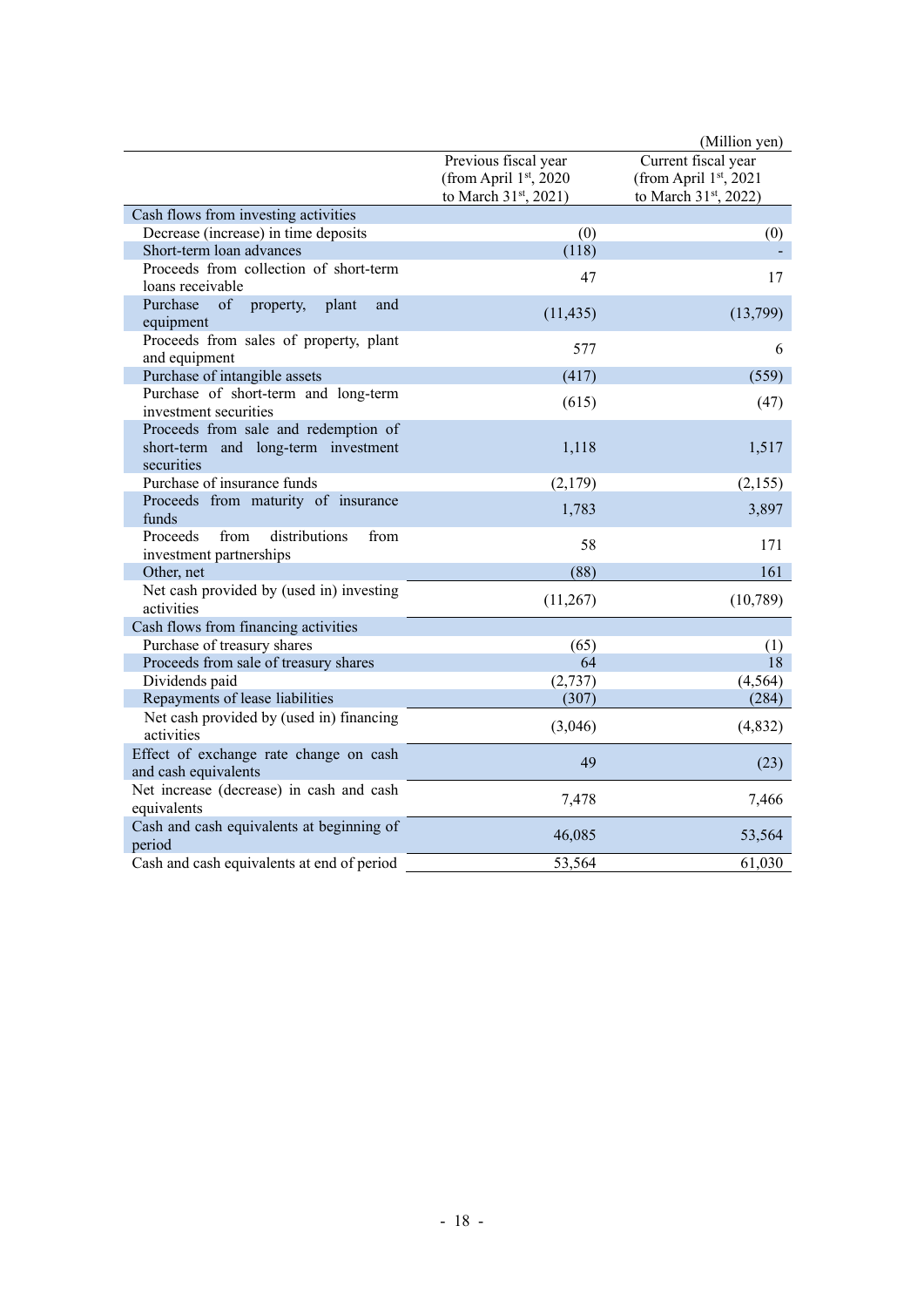(Million yen)

| | Previous fiscal year (from April 1st, 2020 to March 31st, 2021) | Current fiscal year (from April 1st, 2021 to March 31st, 2022) |
|---|---|---|
| Cash flows from investing activities | | |
| Decrease (increase) in time deposits | (0) | (0) |
| Short-term loan advances | (118) | - |
| Proceeds from collection of short-term loans receivable | 47 | 17 |
| Purchase of property, plant and equipment | (11,435) | (13,799) |
| Proceeds from sales of property, plant and equipment | 577 | 6 |
| Purchase of intangible assets | (417) | (559) |
| Purchase of short-term and long-term investment securities | (615) | (47) |
| Proceeds from sale and redemption of short-term and long-term investment securities | 1,118 | 1,517 |
| Purchase of insurance funds | (2,179) | (2,155) |
| Proceeds from maturity of insurance funds | 1,783 | 3,897 |
| Proceeds from distributions from investment partnerships | 58 | 171 |
| Other, net | (88) | 161 |
| Net cash provided by (used in) investing activities | (11,267) | (10,789) |
| Cash flows from financing activities | | |
| Purchase of treasury shares | (65) | (1) |
| Proceeds from sale of treasury shares | 64 | 18 |
| Dividends paid | (2,737) | (4,564) |
| Repayments of lease liabilities | (307) | (284) |
| Net cash provided by (used in) financing activities | (3,046) | (4,832) |
| Effect of exchange rate change on cash and cash equivalents | 49 | (23) |
| Net increase (decrease) in cash and cash equivalents | 7,478 | 7,466 |
| Cash and cash equivalents at beginning of period | 46,085 | 53,564 |
| Cash and cash equivalents at end of period | 53,564 | 61,030 |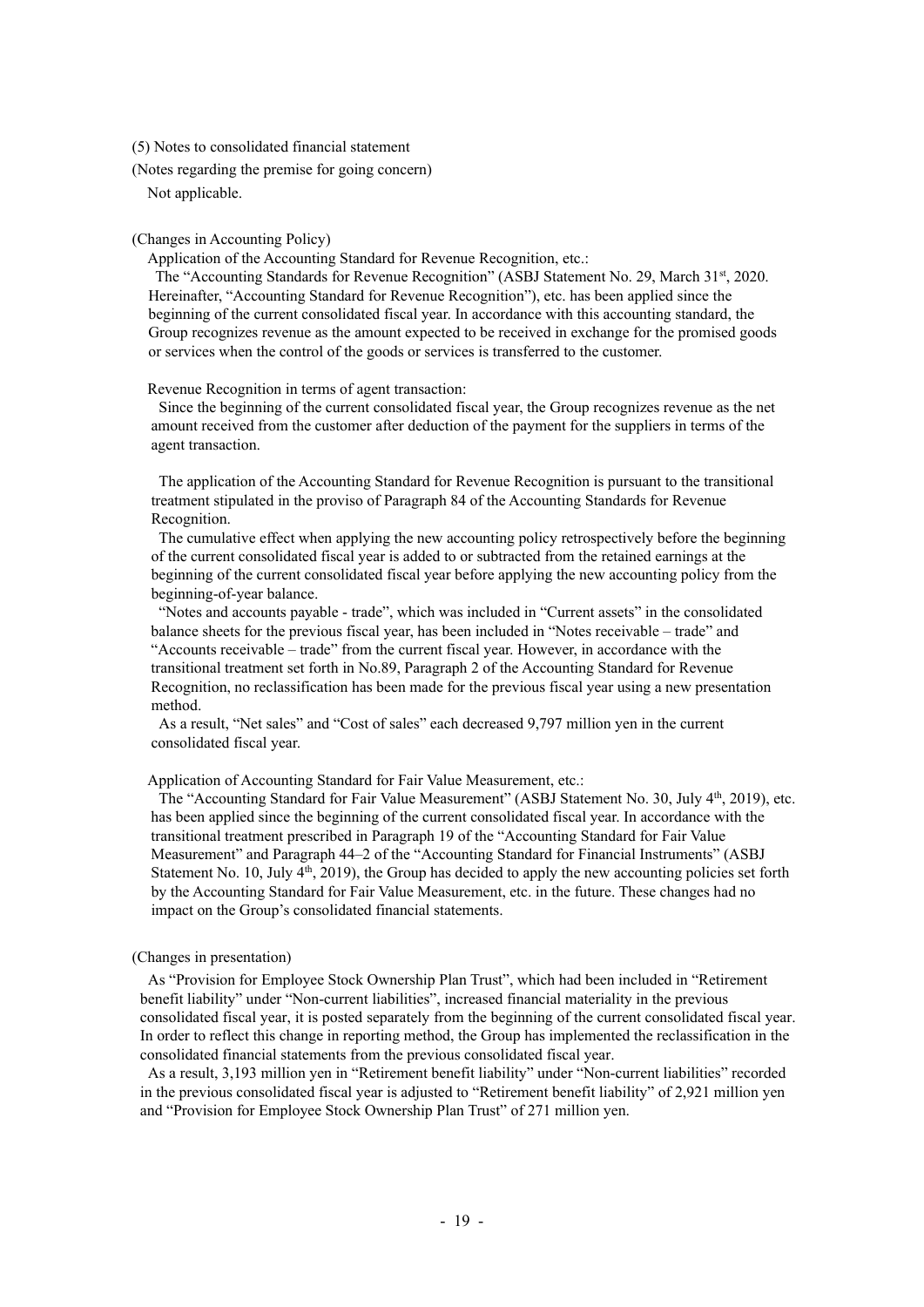(5) Notes to consolidated financial statement

(Notes regarding the premise for going concern)

Not applicable.

(Changes in Accounting Policy)

Application of the Accounting Standard for Revenue Recognition, etc.:

The "Accounting Standards for Revenue Recognition" (ASBJ Statement No. 29, March 31st, 2020. Hereinafter, "Accounting Standard for Revenue Recognition"), etc. has been applied since the beginning of the current consolidated fiscal year. In accordance with this accounting standard, the Group recognizes revenue as the amount expected to be received in exchange for the promised goods or services when the control of the goods or services is transferred to the customer.

Revenue Recognition in terms of agent transaction:

Since the beginning of the current consolidated fiscal year, the Group recognizes revenue as the net amount received from the customer after deduction of the payment for the suppliers in terms of the agent transaction.

The application of the Accounting Standard for Revenue Recognition is pursuant to the transitional treatment stipulated in the proviso of Paragraph 84 of the Accounting Standards for Revenue Recognition.

The cumulative effect when applying the new accounting policy retrospectively before the beginning of the current consolidated fiscal year is added to or subtracted from the retained earnings at the beginning of the current consolidated fiscal year before applying the new accounting policy from the beginning-of-year balance.

"Notes and accounts payable - trade", which was included in "Current assets" in the consolidated balance sheets for the previous fiscal year, has been included in "Notes receivable – trade" and "Accounts receivable – trade" from the current fiscal year. However, in accordance with the transitional treatment set forth in No.89, Paragraph 2 of the Accounting Standard for Revenue Recognition, no reclassification has been made for the previous fiscal year using a new presentation method.

As a result, "Net sales" and "Cost of sales" each decreased 9,797 million yen in the current consolidated fiscal year.

Application of Accounting Standard for Fair Value Measurement, etc.:

The "Accounting Standard for Fair Value Measurement" (ASBJ Statement No. 30, July 4th, 2019), etc. has been applied since the beginning of the current consolidated fiscal year. In accordance with the transitional treatment prescribed in Paragraph 19 of the "Accounting Standard for Fair Value Measurement" and Paragraph 44–2 of the "Accounting Standard for Financial Instruments" (ASBJ Statement No. 10, July 4th, 2019), the Group has decided to apply the new accounting policies set forth by the Accounting Standard for Fair Value Measurement, etc. in the future. These changes had no impact on the Group's consolidated financial statements.

(Changes in presentation)

As "Provision for Employee Stock Ownership Plan Trust", which had been included in "Retirement benefit liability" under "Non-current liabilities", increased financial materiality in the previous consolidated fiscal year, it is posted separately from the beginning of the current consolidated fiscal year. In order to reflect this change in reporting method, the Group has implemented the reclassification in the consolidated financial statements from the previous consolidated fiscal year.

As a result, 3,193 million yen in "Retirement benefit liability" under "Non-current liabilities" recorded in the previous consolidated fiscal year is adjusted to "Retirement benefit liability" of 2,921 million yen and "Provision for Employee Stock Ownership Plan Trust" of 271 million yen.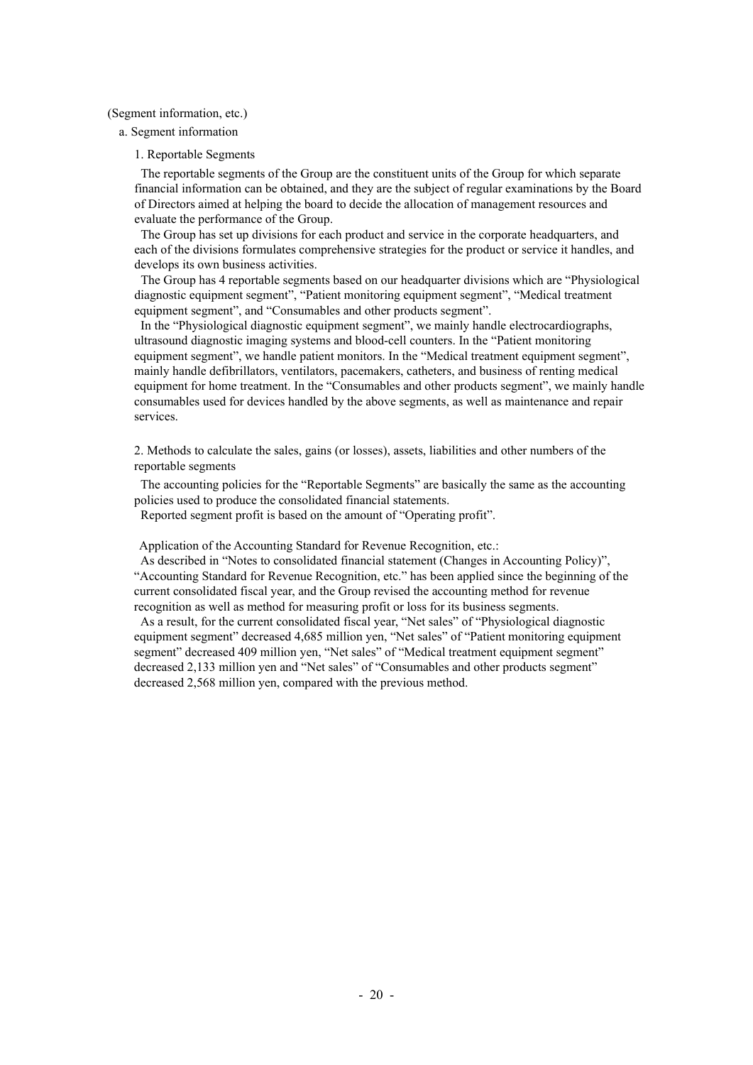(Segment information, etc.)

a. Segment information

1. Reportable Segments

The reportable segments of the Group are the constituent units of the Group for which separate financial information can be obtained, and they are the subject of regular examinations by the Board of Directors aimed at helping the board to decide the allocation of management resources and evaluate the performance of the Group.

The Group has set up divisions for each product and service in the corporate headquarters, and each of the divisions formulates comprehensive strategies for the product or service it handles, and develops its own business activities.

The Group has 4 reportable segments based on our headquarter divisions which are "Physiological diagnostic equipment segment", "Patient monitoring equipment segment", "Medical treatment equipment segment", and "Consumables and other products segment".

In the "Physiological diagnostic equipment segment", we mainly handle electrocardiographs, ultrasound diagnostic imaging systems and blood-cell counters. In the "Patient monitoring equipment segment", we handle patient monitors. In the "Medical treatment equipment segment", mainly handle defibrillators, ventilators, pacemakers, catheters, and business of renting medical equipment for home treatment. In the "Consumables and other products segment", we mainly handle consumables used for devices handled by the above segments, as well as maintenance and repair services.

2. Methods to calculate the sales, gains (or losses), assets, liabilities and other numbers of the reportable segments

The accounting policies for the "Reportable Segments" are basically the same as the accounting policies used to produce the consolidated financial statements.

Reported segment profit is based on the amount of "Operating profit".

Application of the Accounting Standard for Revenue Recognition, etc.:

As described in "Notes to consolidated financial statement (Changes in Accounting Policy)", "Accounting Standard for Revenue Recognition, etc." has been applied since the beginning of the current consolidated fiscal year, and the Group revised the accounting method for revenue recognition as well as method for measuring profit or loss for its business segments.

As a result, for the current consolidated fiscal year, "Net sales" of "Physiological diagnostic equipment segment" decreased 4,685 million yen, "Net sales" of "Patient monitoring equipment segment" decreased 409 million yen, "Net sales" of "Medical treatment equipment segment" decreased 2,133 million yen and "Net sales" of "Consumables and other products segment" decreased 2,568 million yen, compared with the previous method.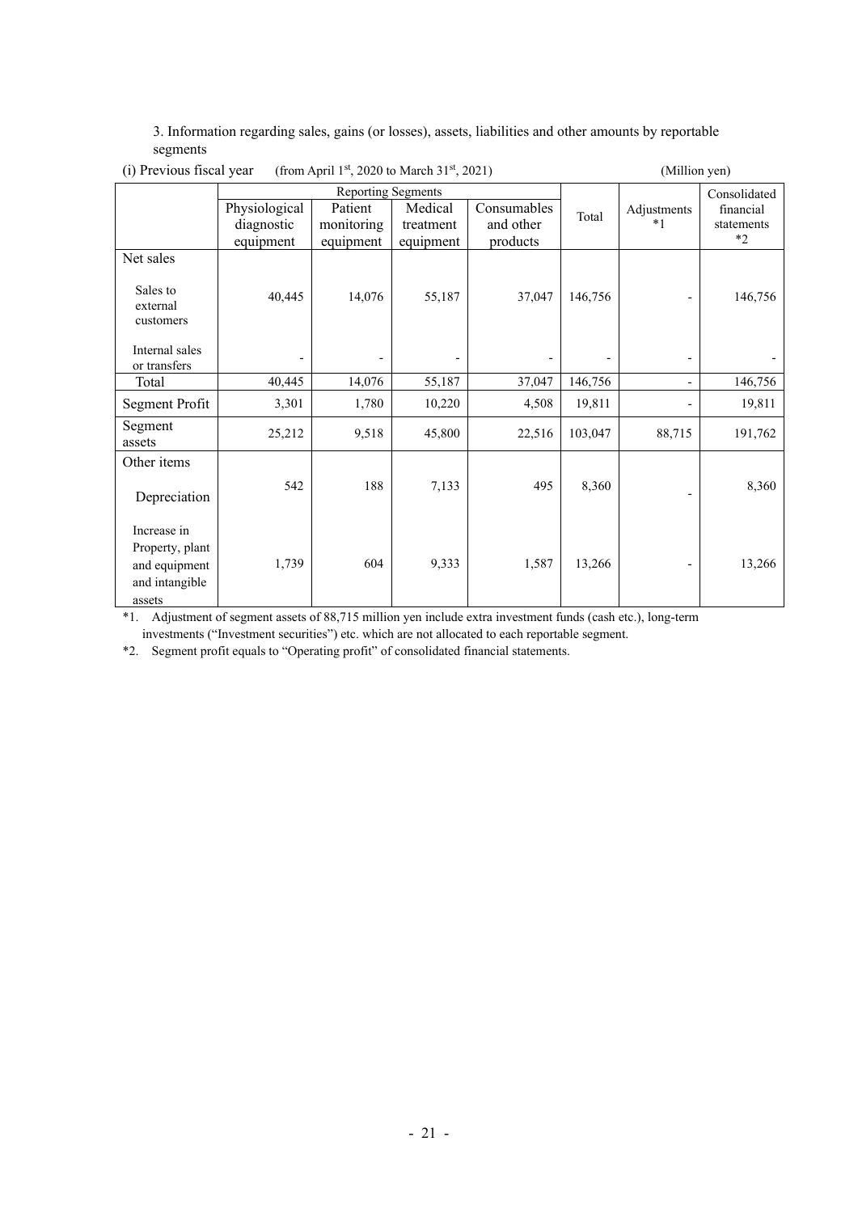3. Information regarding sales, gains (or losses), assets, liabilities and other amounts by reportable segments

(i) Previous fiscal year (from April 1st, 2020 to March 31st, 2021) (Million yen)

| | Reporting Segments | | | | Total | Adjustments *1 | Consolidated financial statements *2 |
|---|---|---|---|---|---|---|---|
| | Physiological diagnostic equipment | Patient monitoring equipment | Medical treatment equipment | Consumables and other products | | | |
| Net sales | | | | | | | |
| Sales to external customers | 40,445 | 14,076 | 55,187 | 37,047 | 146,756 | - | 146,756 |
| Internal sales or transfers | - | - | - | - | - | - | - |
| Total | 40,445 | 14,076 | 55,187 | 37,047 | 146,756 | - | 146,756 |
| Segment Profit | 3,301 | 1,780 | 10,220 | 4,508 | 19,811 | - | 19,811 |
| Segment assets | 25,212 | 9,518 | 45,800 | 22,516 | 103,047 | 88,715 | 191,762 |
| Other items | | | | | | | |
| Depreciation | 542 | 188 | 7,133 | 495 | 8,360 | - | 8,360 |
| Increase in Property, plant and equipment and intangible assets | 1,739 | 604 | 9,333 | 1,587 | 13,266 | - | 13,266 |

*1. Adjustment of segment assets of 88,715 million yen include extra investment funds (cash etc.), long-term investments ("Investment securities") etc. which are not allocated to each reportable segment.

*2. Segment profit equals to "Operating profit" of consolidated financial statements.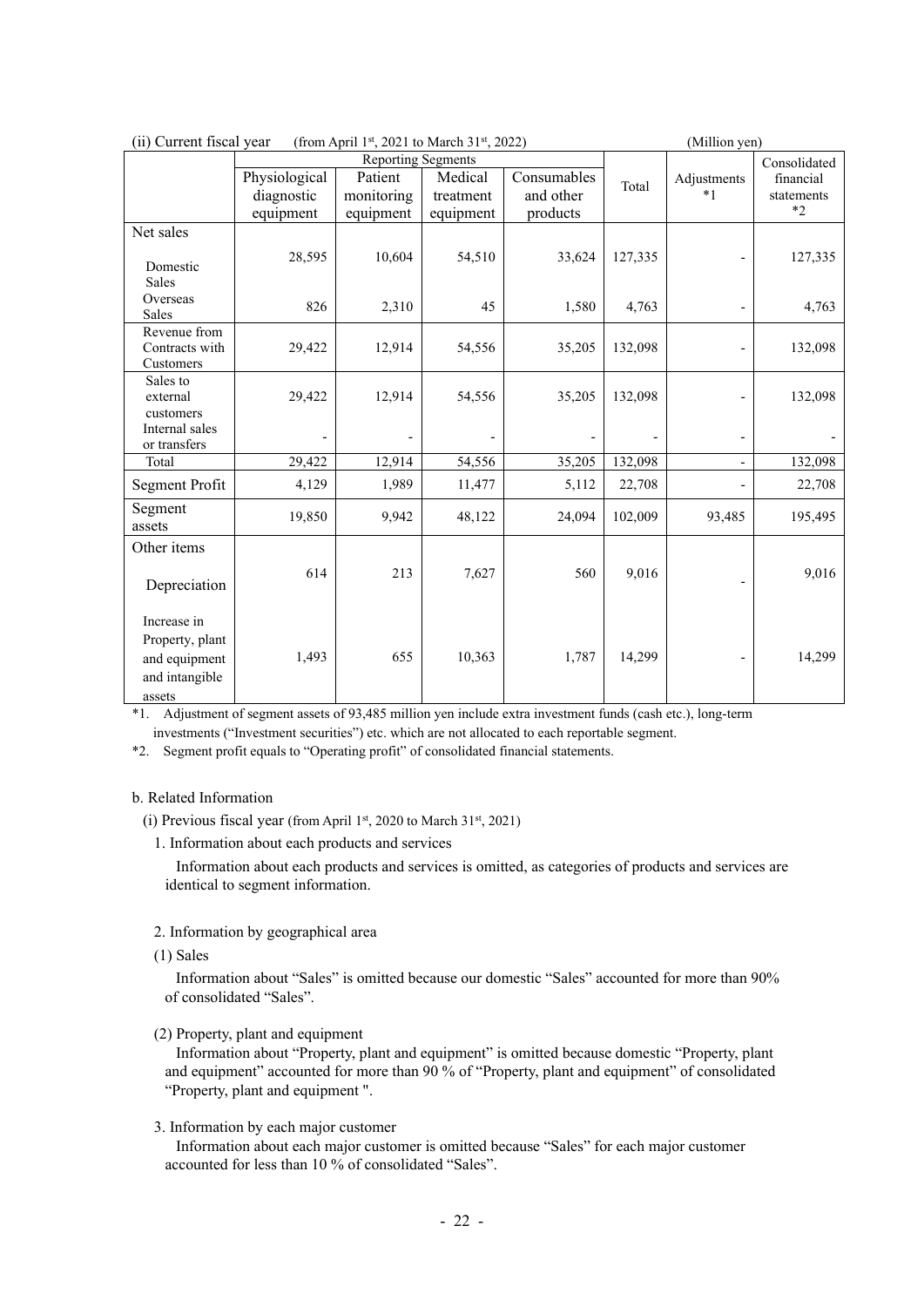(ii) Current fiscal year (from April 1st, 2021 to March 31st, 2022) (Million yen)

| | Reporting Segments | | | | Total | Adjustments *1 | Consolidated financial statements *2 |
|---|---|---|---|---|---|---|---|
| | Physiological diagnostic equipment | Patient monitoring equipment | Medical treatment equipment | Consumables and other products | | | |
| Net sales | | | | | | | |
| Domestic Sales | 28,595 | 10,604 | 54,510 | 33,624 | 127,335 | - | 127,335 |
| Overseas Sales | 826 | 2,310 | 45 | 1,580 | 4,763 | - | 4,763 |
| Revenue from Contracts with Customers | 29,422 | 12,914 | 54,556 | 35,205 | 132,098 | - | 132,098 |
| Sales to external customers | 29,422 | 12,914 | 54,556 | 35,205 | 132,098 | - | 132,098 |
| Internal sales or transfers | - | - | - | - | - | - | - |
| Total | 29,422 | 12,914 | 54,556 | 35,205 | 132,098 | - | 132,098 |
| Segment Profit | 4,129 | 1,989 | 11,477 | 5,112 | 22,708 | - | 22,708 |
| Segment assets | 19,850 | 9,942 | 48,122 | 24,094 | 102,009 | 93,485 | 195,495 |
| Other items | | | | | | | |
| Depreciation | 614 | 213 | 7,627 | 560 | 9,016 | - | 9,016 |
| Increase in Property, plant and equipment and intangible assets | 1,493 | 655 | 10,363 | 1,787 | 14,299 | - | 14,299 |

*1. Adjustment of segment assets of 93,485 million yen include extra investment funds (cash etc.), long-term investments ("Investment securities") etc. which are not allocated to each reportable segment.

*2. Segment profit equals to "Operating profit" of consolidated financial statements.

b. Related Information

(i) Previous fiscal year (from April 1st, 2020 to March 31st, 2021)

1. Information about each products and services

Information about each products and services is omitted, as categories of products and services are identical to segment information.

2. Information by geographical area

(1) Sales

Information about "Sales" is omitted because our domestic "Sales" accounted for more than 90% of consolidated "Sales".

(2) Property, plant and equipment

Information about "Property, plant and equipment" is omitted because domestic "Property, plant and equipment" accounted for more than 90 % of "Property, plant and equipment" of consolidated "Property, plant and equipment ".

3. Information by each major customer

Information about each major customer is omitted because "Sales" for each major customer accounted for less than 10 % of consolidated "Sales".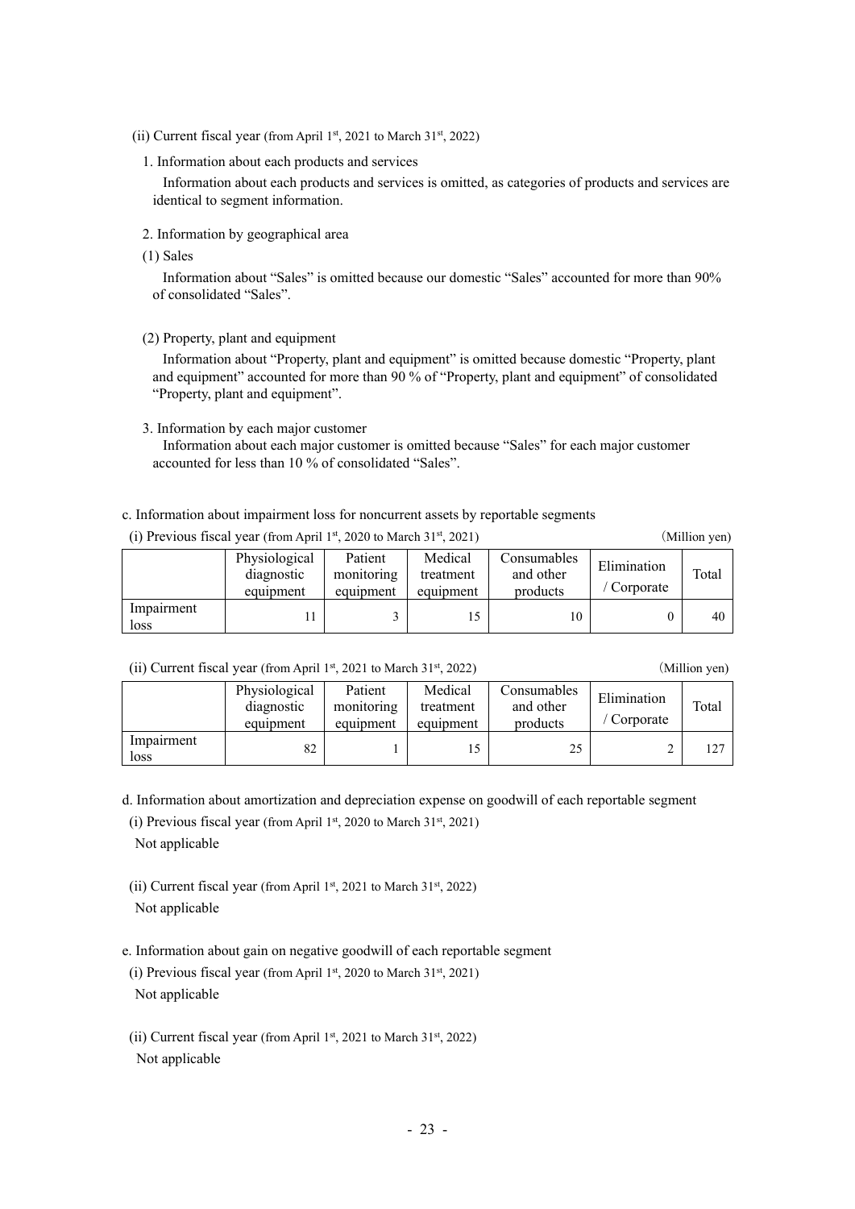(ii) Current fiscal year (from April 1st, 2021 to March 31st, 2022)

1. Information about each products and services

Information about each products and services is omitted, as categories of products and services are identical to segment information.

2. Information by geographical area

(1) Sales

Information about "Sales" is omitted because our domestic "Sales" accounted for more than 90% of consolidated "Sales".

(2) Property, plant and equipment

Information about "Property, plant and equipment" is omitted because domestic "Property, plant and equipment" accounted for more than 90 % of "Property, plant and equipment" of consolidated "Property, plant and equipment".

3. Information by each major customer

Information about each major customer is omitted because "Sales" for each major customer accounted for less than 10 % of consolidated "Sales".

c. Information about impairment loss for noncurrent assets by reportable segments

(i) Previous fiscal year (from April 1st, 2020 to March 31st, 2021) (Million yen)

| | Physiological diagnostic equipment | Patient monitoring equipment | Medical treatment equipment | Consumables and other products | Elimination / Corporate | Total |
|---|---|---|---|---|---|---|
| Impairment loss | 11 | 3 | 15 | 10 | 0 | 40 |

(ii) Current fiscal year (from April 1st, 2021 to March 31st, 2022) (Million yen)

| | Physiological diagnostic equipment | Patient monitoring equipment | Medical treatment equipment | Consumables and other products | Elimination / Corporate | Total |
|---|---|---|---|---|---|---|
| Impairment loss | 82 | 1 | 15 | 25 | 2 | 127 |

d. Information about amortization and depreciation expense on goodwill of each reportable segment

(i) Previous fiscal year (from April 1st, 2020 to March 31st, 2021)

Not applicable

(ii) Current fiscal year (from April 1st, 2021 to March 31st, 2022)

Not applicable

e. Information about gain on negative goodwill of each reportable segment

(i) Previous fiscal year (from April 1st, 2020 to March 31st, 2021)

Not applicable

(ii) Current fiscal year (from April 1st, 2021 to March 31st, 2022)

Not applicable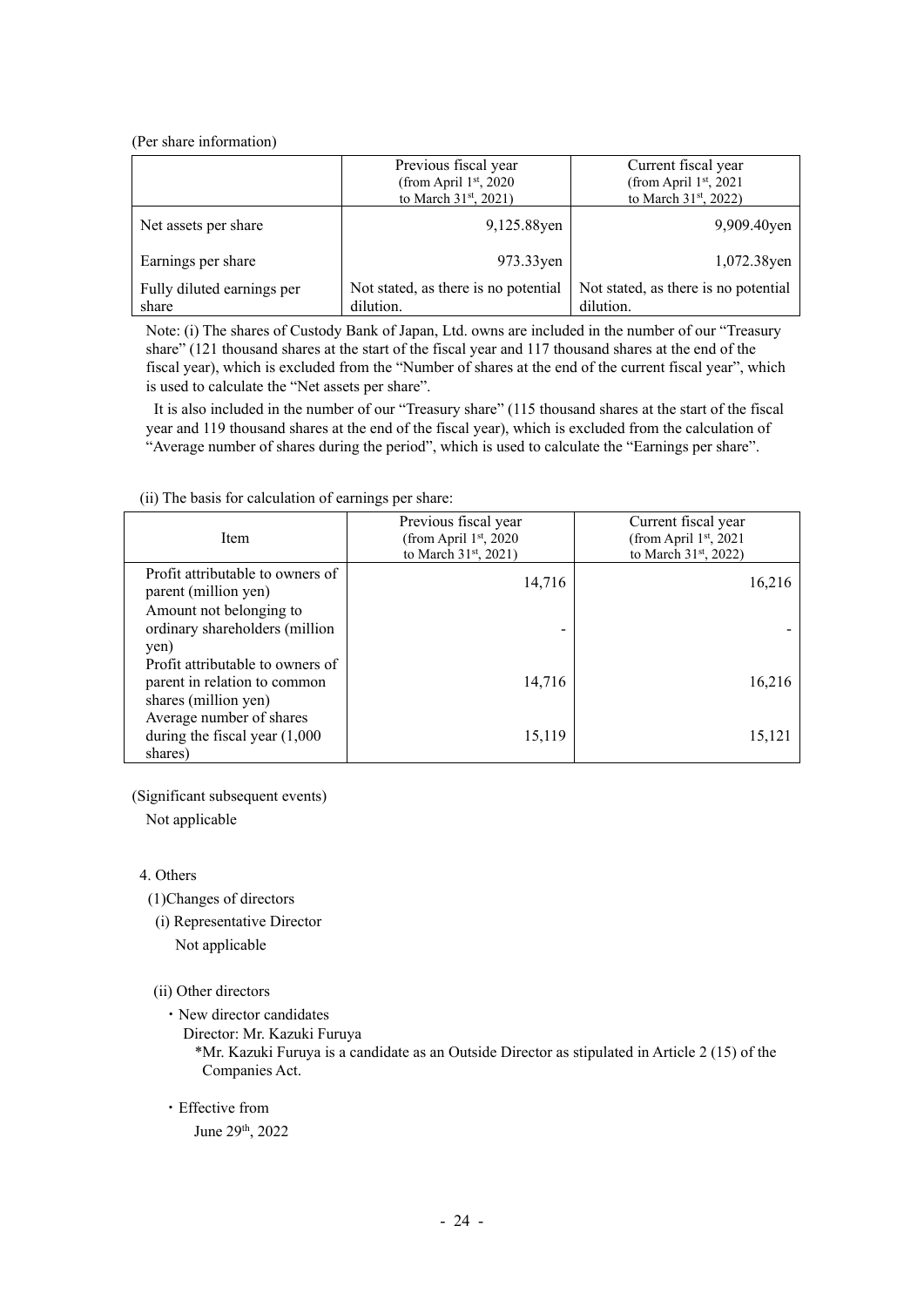(Per share information)

| | Previous fiscal year (from April 1st, 2020 to March 31st, 2021) | Current fiscal year (from April 1st, 2021 to March 31st, 2022) |
|---|---|---|
| Net assets per share | 9,125.88yen | 9,909.40yen |
| Earnings per share | 973.33yen | 1,072.38yen |
| Fully diluted earnings per share | Not stated, as there is no potential dilution. | Not stated, as there is no potential dilution. |

Note: (i) The shares of Custody Bank of Japan, Ltd. owns are included in the number of our "Treasury share" (121 thousand shares at the start of the fiscal year and 117 thousand shares at the end of the fiscal year), which is excluded from the "Number of shares at the end of the current fiscal year", which is used to calculate the "Net assets per share".

It is also included in the number of our "Treasury share" (115 thousand shares at the start of the fiscal year and 119 thousand shares at the end of the fiscal year), which is excluded from the calculation of "Average number of shares during the period", which is used to calculate the "Earnings per share".

(ii) The basis for calculation of earnings per share:

| Item | Previous fiscal year (from April 1st, 2020 to March 31st, 2021) | Current fiscal year (from April 1st, 2021 to March 31st, 2022) |
|---|---|---|
| Profit attributable to owners of parent (million yen) | 14,716 | 16,216 |
| Amount not belonging to ordinary shareholders (million yen) | - | - |
| Profit attributable to owners of parent in relation to common shares (million yen) | 14,716 | 16,216 |
| Average number of shares during the fiscal year (1,000 shares) | 15,119 | 15,121 |

(Significant subsequent events)

Not applicable

4. Others

(1)Changes of directors

(i) Representative Director

Not applicable

(ii) Other directors

・New director candidates

Director: Mr. Kazuki Furuya

*Mr. Kazuki Furuya is a candidate as an Outside Director as stipulated in Article 2 (15) of the Companies Act.

・Effective from

June 29th, 2022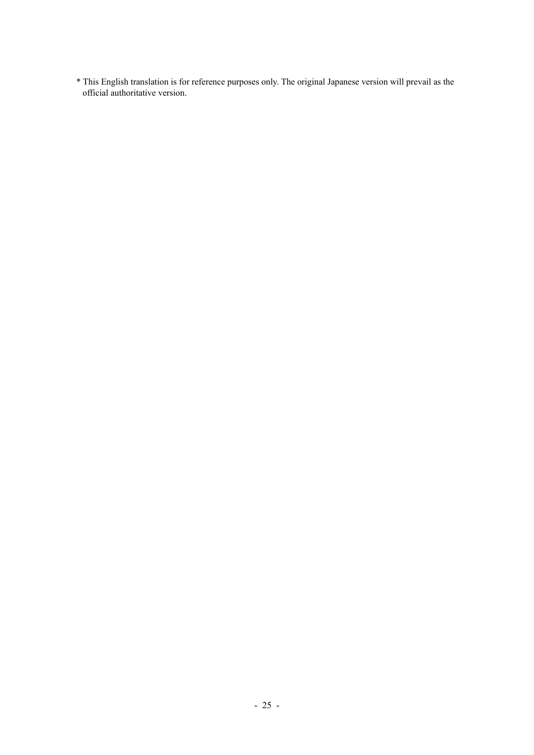* This English translation is for reference purposes only. The original Japanese version will prevail as the official authoritative version.